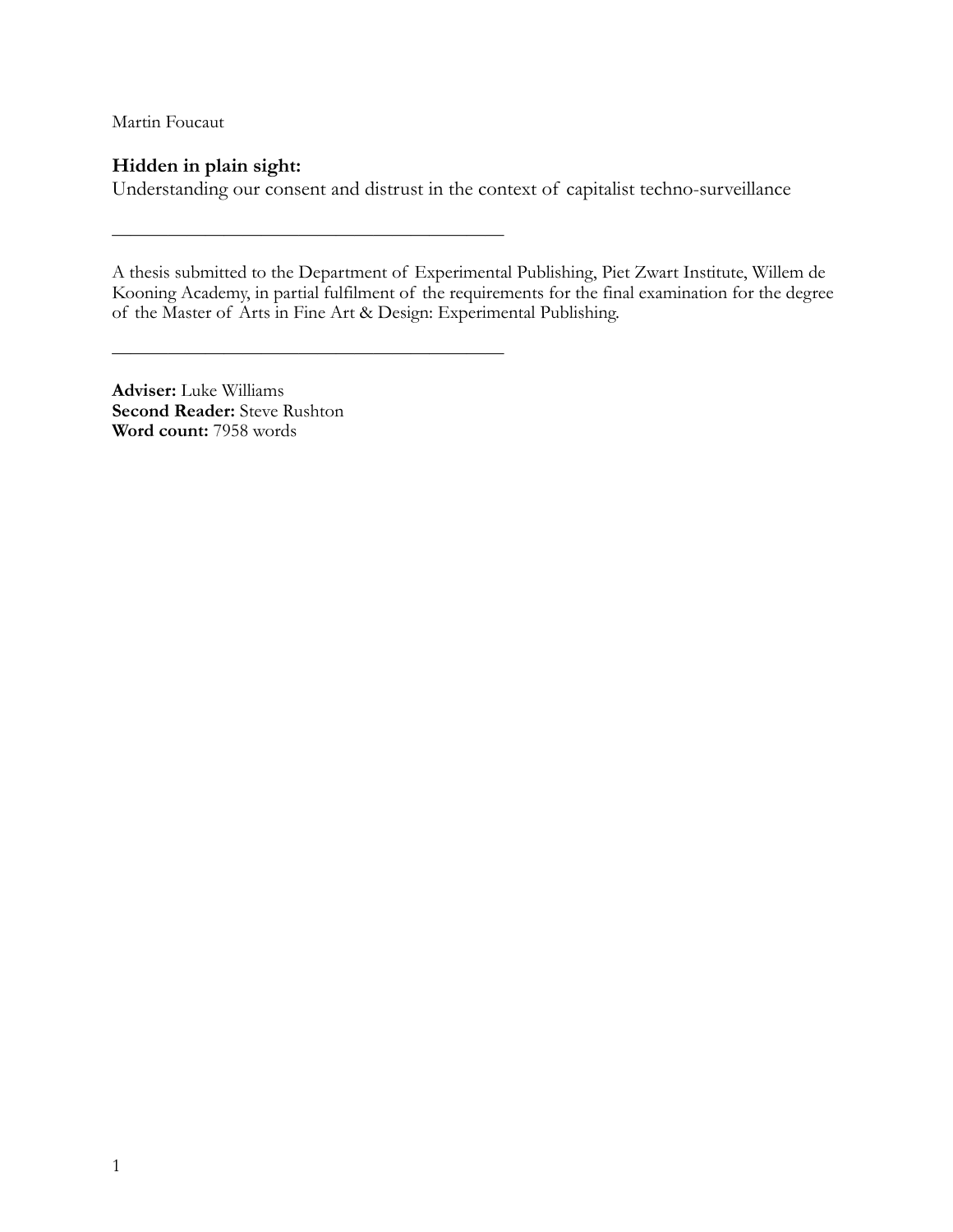Martin Foucaut

**Hidden in plain sight:**
Understanding our consent and distrust in the context of capitalist techno-surveillance

---

A thesis submitted to the Department of Experimental Publishing, Piet Zwart Institute, Willem de Kooning Academy, in partial fulfilment of the requirements for the final examination for the degree of the Master of Arts in Fine Art & Design: Experimental Publishing.

---

**Adviser:** Luke Williams
**Second Reader:** Steve Rushton
**Word count:** 7958 words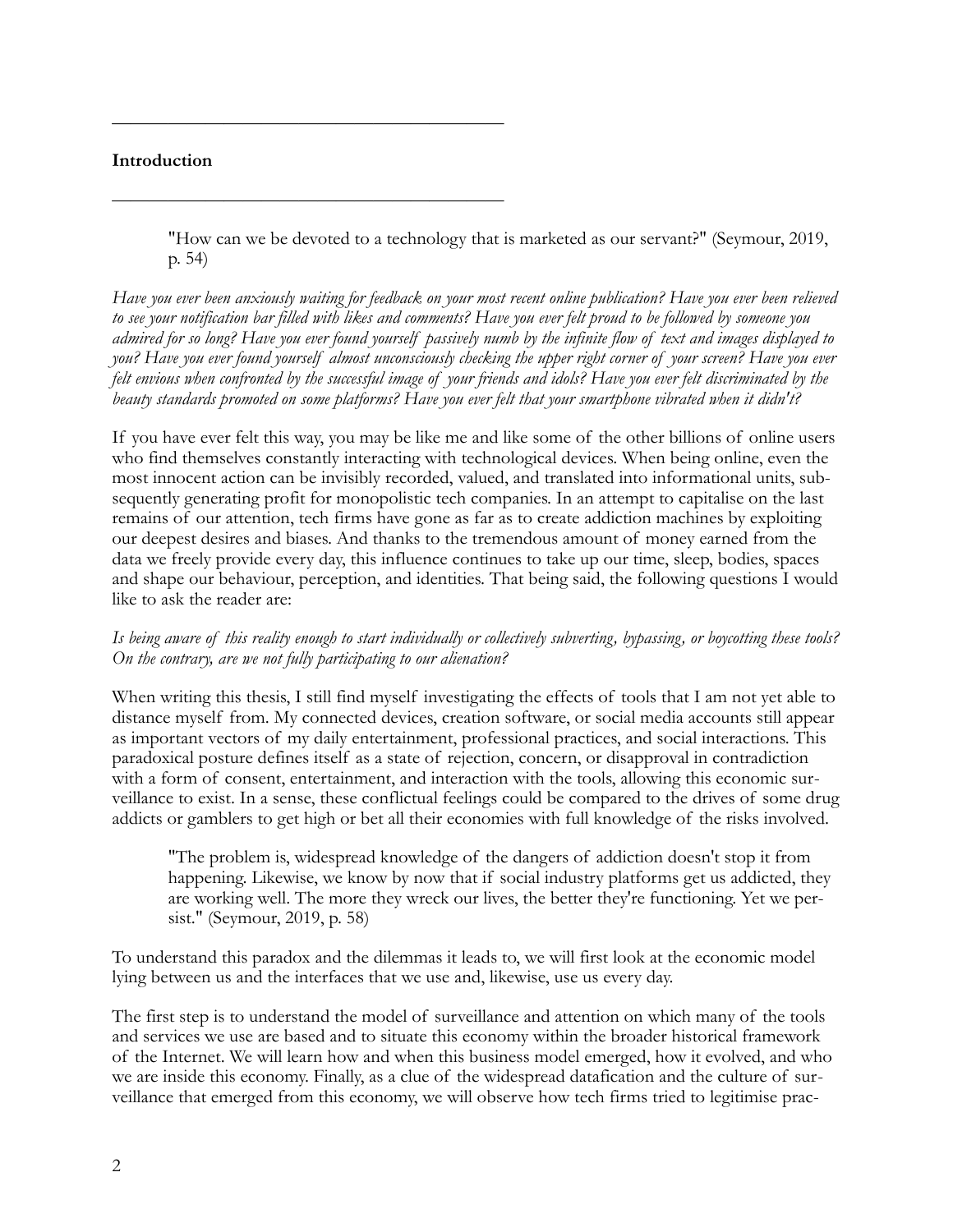## Introduction

> "How can we be devoted to a technology that is marketed as our servant?" (Seymour, 2019, p. 54)

*Have you ever been anxiously waiting for feedback on your most recent online publication? Have you ever been relieved to see your notification bar filled with likes and comments? Have you ever felt proud to be followed by someone you admired for so long? Have you ever found yourself passively numb by the infinite flow of text and images displayed to you? Have you ever found yourself almost unconsciously checking the upper right corner of your screen? Have you ever felt envious when confronted by the successful image of your friends and idols? Have you ever felt discriminated by the beauty standards promoted on some platforms? Have you ever felt that your smartphone vibrated when it didn't?*

If you have ever felt this way, you may be like me and like some of the other billions of online users who find themselves constantly interacting with technological devices. When being online, even the most innocent action can be invisibly recorded, valued, and translated into informational units, subsequently generating profit for monopolistic tech companies. In an attempt to capitalise on the last remains of our attention, tech firms have gone as far as to create addiction machines by exploiting our deepest desires and biases. And thanks to the tremendous amount of money earned from the data we freely provide every day, this influence continues to take up our time, sleep, bodies, spaces and shape our behaviour, perception, and identities. That being said, the following questions I would like to ask the reader are:

*Is being aware of this reality enough to start individually or collectively subverting, bypassing, or boycotting these tools? On the contrary, are we not fully participating to our alienation?*

When writing this thesis, I still find myself investigating the effects of tools that I am not yet able to distance myself from. My connected devices, creation software, or social media accounts still appear as important vectors of my daily entertainment, professional practices, and social interactions. This paradoxical posture defines itself as a state of rejection, concern, or disapproval in contradiction with a form of consent, entertainment, and interaction with the tools, allowing this economic surveillance to exist. In a sense, these conflictual feelings could be compared to the drives of some drug addicts or gamblers to get high or bet all their economies with full knowledge of the risks involved.

> "The problem is, widespread knowledge of the dangers of addiction doesn't stop it from happening. Likewise, we know by now that if social industry platforms get us addicted, they are working well. The more they wreck our lives, the better they're functioning. Yet we persist." (Seymour, 2019, p. 58)

To understand this paradox and the dilemmas it leads to, we will first look at the economic model lying between us and the interfaces that we use and, likewise, use us every day.

The first step is to understand the model of surveillance and attention on which many of the tools and services we use are based and to situate this economy within the broader historical framework of the Internet. We will learn how and when this business model emerged, how it evolved, and who we are inside this economy. Finally, as a clue of the widespread datafication and the culture of surveillance that emerged from this economy, we will observe how tech firms tried to legitimise prac-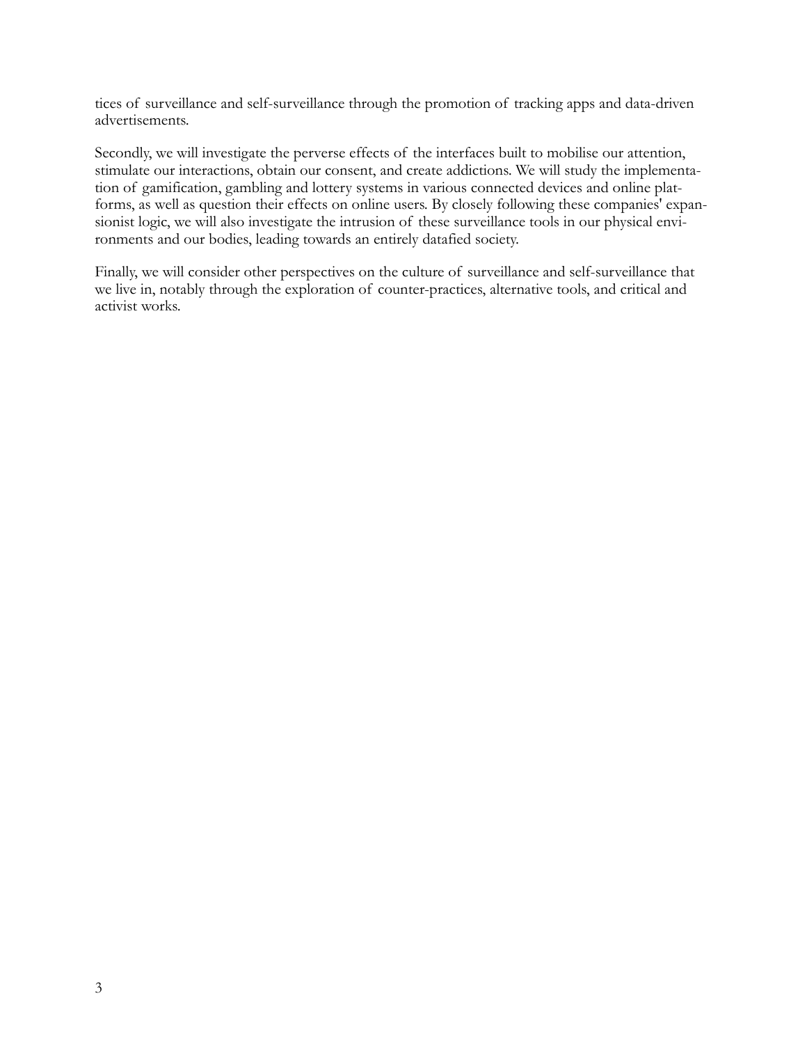tices of surveillance and self-surveillance through the promotion of tracking apps and data-driven advertisements.

Secondly, we will investigate the perverse effects of the interfaces built to mobilise our attention, stimulate our interactions, obtain our consent, and create addictions. We will study the implementation of gamification, gambling and lottery systems in various connected devices and online platforms, as well as question their effects on online users. By closely following these companies' expansionist logic, we will also investigate the intrusion of these surveillance tools in our physical environments and our bodies, leading towards an entirely datafied society.

Finally, we will consider other perspectives on the culture of surveillance and self-surveillance that we live in, notably through the exploration of counter-practices, alternative tools, and critical and activist works.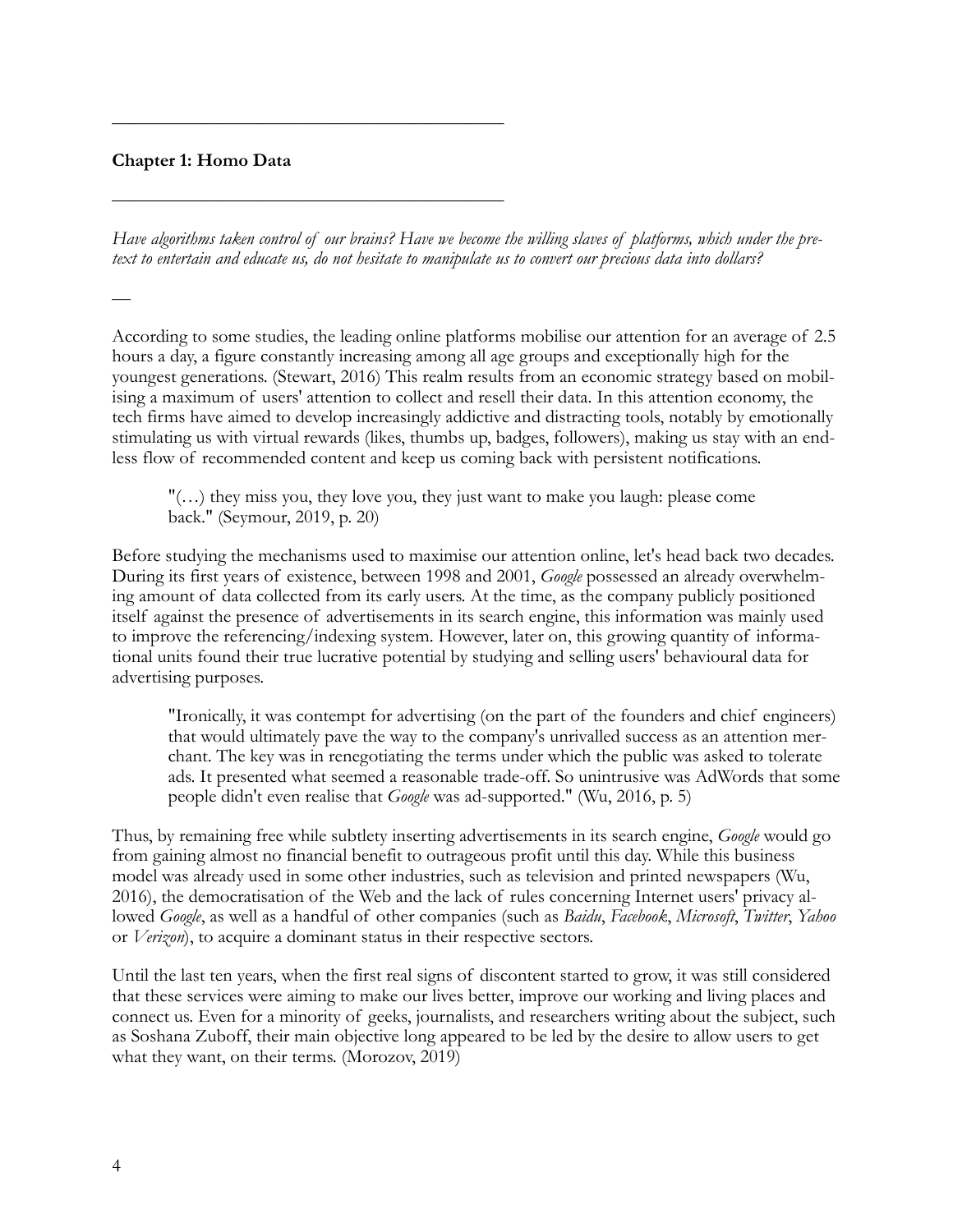## Chapter 1: Homo Data

*Have algorithms taken control of our brains? Have we become the willing slaves of platforms, which under the pretext to entertain and educate us, do not hesitate to manipulate us to convert our precious data into dollars?*

—

According to some studies, the leading online platforms mobilise our attention for an average of 2.5 hours a day, a figure constantly increasing among all age groups and exceptionally high for the youngest generations. (Stewart, 2016) This realm results from an economic strategy based on mobilising a maximum of users' attention to collect and resell their data. In this attention economy, the tech firms have aimed to develop increasingly addictive and distracting tools, notably by emotionally stimulating us with virtual rewards (likes, thumbs up, badges, followers), making us stay with an endless flow of recommended content and keep us coming back with persistent notifications.

> "(…) they miss you, they love you, they just want to make you laugh: please come back." (Seymour, 2019, p. 20)

Before studying the mechanisms used to maximise our attention online, let's head back two decades. During its first years of existence, between 1998 and 2001, *Google* possessed an already overwhelming amount of data collected from its early users. At the time, as the company publicly positioned itself against the presence of advertisements in its search engine, this information was mainly used to improve the referencing/indexing system. However, later on, this growing quantity of informational units found their true lucrative potential by studying and selling users' behavioural data for advertising purposes.

> "Ironically, it was contempt for advertising (on the part of the founders and chief engineers) that would ultimately pave the way to the company's unrivalled success as an attention merchant. The key was in renegotiating the terms under which the public was asked to tolerate ads. It presented what seemed a reasonable trade-off. So unintrusive was AdWords that some people didn't even realise that *Google* was ad-supported." (Wu, 2016, p. 5)

Thus, by remaining free while subtlety inserting advertisements in its search engine, *Google* would go from gaining almost no financial benefit to outrageous profit until this day. While this business model was already used in some other industries, such as television and printed newspapers (Wu, 2016), the democratisation of the Web and the lack of rules concerning Internet users' privacy allowed *Google*, as well as a handful of other companies (such as *Baidu*, *Facebook*, *Microsoft*, *Twitter*, *Yahoo* or *Verizon*), to acquire a dominant status in their respective sectors.

Until the last ten years, when the first real signs of discontent started to grow, it was still considered that these services were aiming to make our lives better, improve our working and living places and connect us. Even for a minority of geeks, journalists, and researchers writing about the subject, such as Soshana Zuboff, their main objective long appeared to be led by the desire to allow users to get what they want, on their terms. (Morozov, 2019)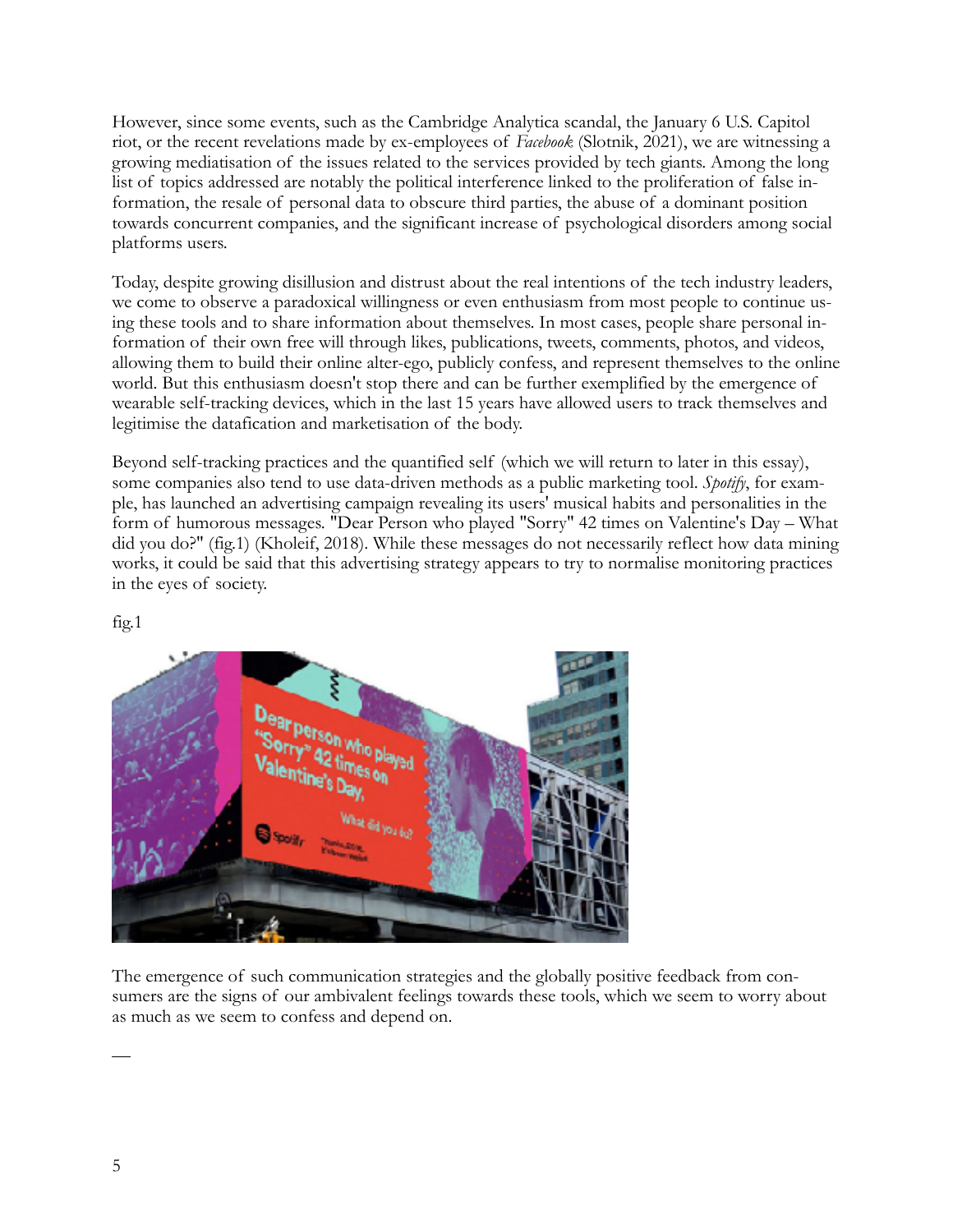However, since some events, such as the Cambridge Analytica scandal, the January 6 U.S. Capitol riot, or the recent revelations made by ex-employees of *Facebook* (Slotnik, 2021), we are witnessing a growing mediatisation of the issues related to the services provided by tech giants. Among the long list of topics addressed are notably the political interference linked to the proliferation of false information, the resale of personal data to obscure third parties, the abuse of a dominant position towards concurrent companies, and the significant increase of psychological disorders among social platforms users.

Today, despite growing disillusion and distrust about the real intentions of the tech industry leaders, we come to observe a paradoxical willingness or even enthusiasm from most people to continue using these tools and to share information about themselves. In most cases, people share personal information of their own free will through likes, publications, tweets, comments, photos, and videos, allowing them to build their online alter-ego, publicly confess, and represent themselves to the online world. But this enthusiasm doesn't stop there and can be further exemplified by the emergence of wearable self-tracking devices, which in the last 15 years have allowed users to track themselves and legitimise the datafication and marketisation of the body.

Beyond self-tracking practices and the quantified self (which we will return to later in this essay), some companies also tend to use data-driven methods as a public marketing tool. *Spotify*, for example, has launched an advertising campaign revealing its users' musical habits and personalities in the form of humorous messages. "Dear Person who played "Sorry" 42 times on Valentine's Day – What did you do?" (fig.1) (Kholeif, 2018). While these messages do not necessarily reflect how data mining works, it could be said that this advertising strategy appears to try to normalise monitoring practices in the eyes of society.

fig.1

The emergence of such communication strategies and the globally positive feedback from consumers are the signs of our ambivalent feelings towards these tools, which we seem to worry about as much as we seem to confess and depend on.

—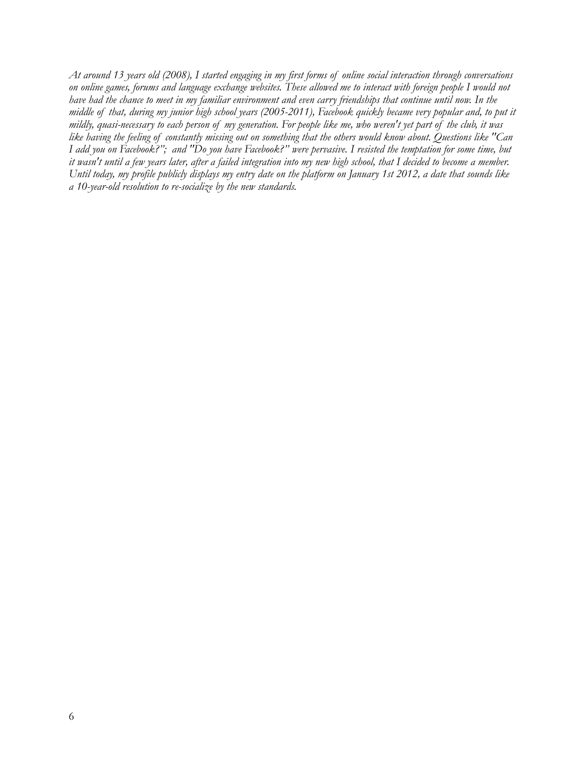*At around 13 years old (2008), I started engaging in my first forms of online social interaction through conversations on online games, forums and language exchange websites. These allowed me to interact with foreign people I would not have had the chance to meet in my familiar environment and even carry friendships that continue until now. In the middle of that, during my junior high school years (2005-2011), Facebook quickly became very popular and, to put it mildly, quasi-necessary to each person of my generation. For people like me, who weren't yet part of the club, it was like having the feeling of constantly missing out on something that the others would know about. Questions like "Can I add you on Facebook?"; and "Do you have Facebook?" were pervasive. I resisted the temptation for some time, but it wasn't until a few years later, after a failed integration into my new high school, that I decided to become a member. Until today, my profile publicly displays my entry date on the platform on January 1st 2012, a date that sounds like a 10-year-old resolution to re-socialize by the new standards.*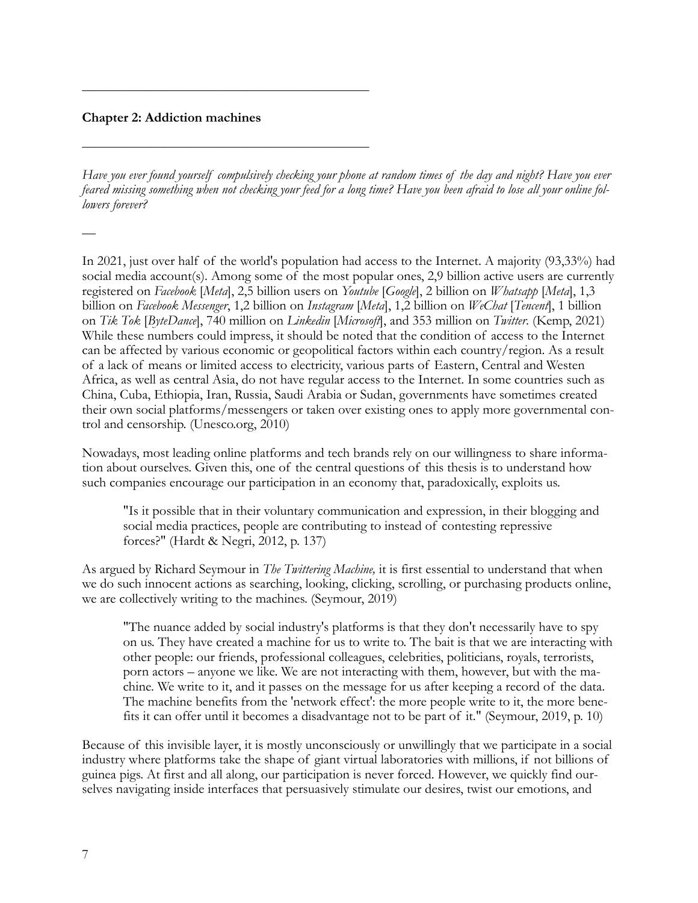## Chapter 2: Addiction machines

*Have you ever found yourself compulsively checking your phone at random times of the day and night? Have you ever feared missing something when not checking your feed for a long time? Have you been afraid to lose all your online followers forever?*

—

In 2021, just over half of the world's population had access to the Internet. A majority (93,33%) had social media account(s). Among some of the most popular ones, 2,9 billion active users are currently registered on *Facebook* [*Meta*], 2,5 billion users on *Youtube* [*Google*], 2 billion on *Whatsapp* [*Meta*], 1,3 billion on *Facebook Messenger*, 1,2 billion on *Instagram* [*Meta*], 1,2 billion on *WeChat* [*Tencent*], 1 billion on *Tik Tok* [*ByteDance*], 740 million on *Linkedin* [*Microsoft*], and 353 million on *Twitter*. (Kemp, 2021) While these numbers could impress, it should be noted that the condition of access to the Internet can be affected by various economic or geopolitical factors within each country/region. As a result of a lack of means or limited access to electricity, various parts of Eastern, Central and Westen Africa, as well as central Asia, do not have regular access to the Internet. In some countries such as China, Cuba, Ethiopia, Iran, Russia, Saudi Arabia or Sudan, governments have sometimes created their own social platforms/messengers or taken over existing ones to apply more governmental control and censorship. (Unesco.org, 2010)

Nowadays, most leading online platforms and tech brands rely on our willingness to share information about ourselves. Given this, one of the central questions of this thesis is to understand how such companies encourage our participation in an economy that, paradoxically, exploits us.

> "Is it possible that in their voluntary communication and expression, in their blogging and social media practices, people are contributing to instead of contesting repressive forces?" (Hardt & Negri, 2012, p. 137)

As argued by Richard Seymour in *The Twittering Machine,* it is first essential to understand that when we do such innocent actions as searching, looking, clicking, scrolling, or purchasing products online, we are collectively writing to the machines. (Seymour, 2019)

> "The nuance added by social industry's platforms is that they don't necessarily have to spy on us. They have created a machine for us to write to. The bait is that we are interacting with other people: our friends, professional colleagues, celebrities, politicians, royals, terrorists, porn actors – anyone we like. We are not interacting with them, however, but with the machine. We write to it, and it passes on the message for us after keeping a record of the data. The machine benefits from the 'network effect': the more people write to it, the more benefits it can offer until it becomes a disadvantage not to be part of it." (Seymour, 2019, p. 10)

Because of this invisible layer, it is mostly unconsciously or unwillingly that we participate in a social industry where platforms take the shape of giant virtual laboratories with millions, if not billions of guinea pigs. At first and all along, our participation is never forced. However, we quickly find ourselves navigating inside interfaces that persuasively stimulate our desires, twist our emotions, and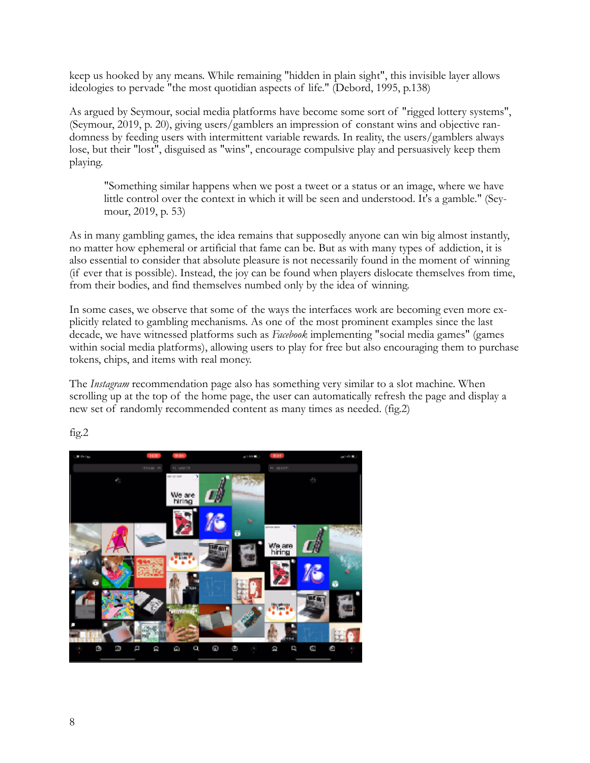keep us hooked by any means. While remaining "hidden in plain sight", this invisible layer allows ideologies to pervade "the most quotidian aspects of life." (Debord, 1995, p.138)

As argued by Seymour, social media platforms have become some sort of "rigged lottery systems", (Seymour, 2019, p. 20), giving users/gamblers an impression of constant wins and objective randomness by feeding users with intermittent variable rewards. In reality, the users/gamblers always lose, but their "lost", disguised as "wins", encourage compulsive play and persuasively keep them playing.

> "Something similar happens when we post a tweet or a status or an image, where we have little control over the context in which it will be seen and understood. It's a gamble." (Seymour, 2019, p. 53)

As in many gambling games, the idea remains that supposedly anyone can win big almost instantly, no matter how ephemeral or artificial that fame can be. But as with many types of addiction, it is also essential to consider that absolute pleasure is not necessarily found in the moment of winning (if ever that is possible). Instead, the joy can be found when players dislocate themselves from time, from their bodies, and find themselves numbed only by the idea of winning.

In some cases, we observe that some of the ways the interfaces work are becoming even more explicitly related to gambling mechanisms. As one of the most prominent examples since the last decade, we have witnessed platforms such as *Facebook* implementing "social media games" (games within social media platforms), allowing users to play for free but also encouraging them to purchase tokens, chips, and items with real money.

The *Instagram* recommendation page also has something very similar to a slot machine. When scrolling up at the top of the home page, the user can automatically refresh the page and display a new set of randomly recommended content as many times as needed. (fig.2)

fig.2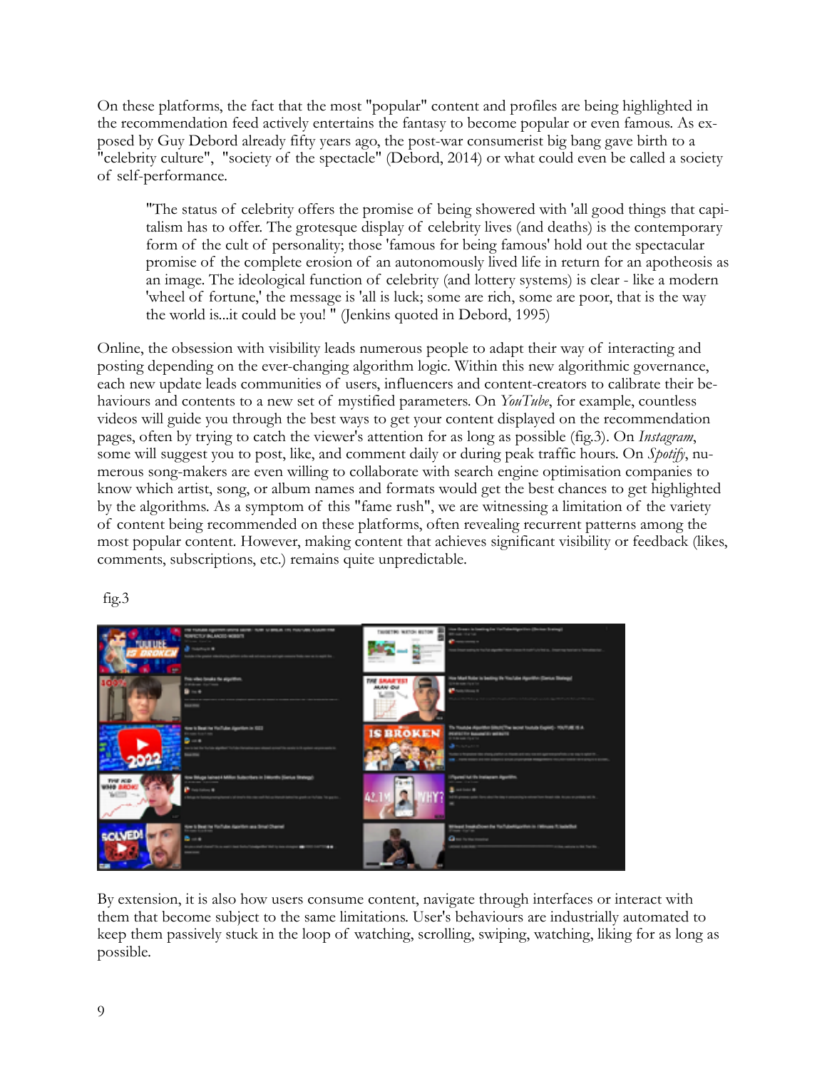On these platforms, the fact that the most "popular" content and profiles are being highlighted in the recommendation feed actively entertains the fantasy to become popular or even famous. As exposed by Guy Debord already fifty years ago, the post-war consumerist big bang gave birth to a "celebrity culture", "society of the spectacle" (Debord, 2014) or what could even be called a society of self-performance.

> "The status of celebrity offers the promise of being showered with 'all good things that capitalism has to offer. The grotesque display of celebrity lives (and deaths) is the contemporary form of the cult of personality; those 'famous for being famous' hold out the spectacular promise of the complete erosion of an autonomously lived life in return for an apotheosis as an image. The ideological function of celebrity (and lottery systems) is clear - like a modern 'wheel of fortune,' the message is 'all is luck; some are rich, some are poor, that is the way the world is...it could be you! " (Jenkins quoted in Debord, 1995)

Online, the obsession with visibility leads numerous people to adapt their way of interacting and posting depending on the ever-changing algorithm logic. Within this new algorithmic governance, each new update leads communities of users, influencers and content-creators to calibrate their behaviours and contents to a new set of mystified parameters. On *YouTube*, for example, countless videos will guide you through the best ways to get your content displayed on the recommendation pages, often by trying to catch the viewer's attention for as long as possible (fig.3). On *Instagram*, some will suggest you to post, like, and comment daily or during peak traffic hours. On *Spotify*, numerous song-makers are even willing to collaborate with search engine optimisation companies to know which artist, song, or album names and formats would get the best chances to get highlighted by the algorithms. As a symptom of this "fame rush", we are witnessing a limitation of the variety of content being recommended on these platforms, often revealing recurrent patterns among the most popular content. However, making content that achieves significant visibility or feedback (likes, comments, subscriptions, etc.) remains quite unpredictable.

fig.3

By extension, it is also how users consume content, navigate through interfaces or interact with them that become subject to the same limitations. User's behaviours are industrially automated to keep them passively stuck in the loop of watching, scrolling, swiping, watching, liking for as long as possible.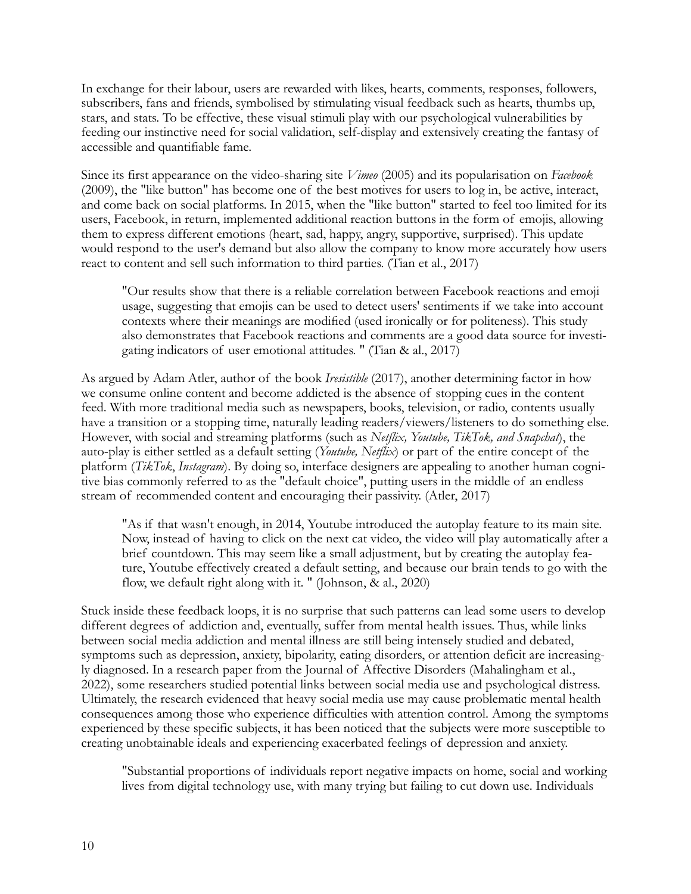In exchange for their labour, users are rewarded with likes, hearts, comments, responses, followers, subscribers, fans and friends, symbolised by stimulating visual feedback such as hearts, thumbs up, stars, and stats. To be effective, these visual stimuli play with our psychological vulnerabilities by feeding our instinctive need for social validation, self-display and extensively creating the fantasy of accessible and quantifiable fame.

Since its first appearance on the video-sharing site *Vimeo* (2005) and its popularisation on *Facebook* (2009), the "like button" has become one of the best motives for users to log in, be active, interact, and come back on social platforms. In 2015, when the "like button" started to feel too limited for its users, Facebook, in return, implemented additional reaction buttons in the form of emojis, allowing them to express different emotions (heart, sad, happy, angry, supportive, surprised). This update would respond to the user's demand but also allow the company to know more accurately how users react to content and sell such information to third parties. (Tian et al., 2017)

> "Our results show that there is a reliable correlation between Facebook reactions and emoji usage, suggesting that emojis can be used to detect users' sentiments if we take into account contexts where their meanings are modified (used ironically or for politeness). This study also demonstrates that Facebook reactions and comments are a good data source for investigating indicators of user emotional attitudes. " (Tian & al., 2017)

As argued by Adam Atler, author of the book *Iresistible* (2017), another determining factor in how we consume online content and become addicted is the absence of stopping cues in the content feed. With more traditional media such as newspapers, books, television, or radio, contents usually have a transition or a stopping time, naturally leading readers/viewers/listeners to do something else. However, with social and streaming platforms (such as *Netflix, Youtube, TikTok, and Snapchat*), the auto-play is either settled as a default setting (*Youtube, Netflix*) or part of the entire concept of the platform (*TikTok*, *Instagram*). By doing so, interface designers are appealing to another human cognitive bias commonly referred to as the "default choice", putting users in the middle of an endless stream of recommended content and encouraging their passivity. (Atler, 2017)

> "As if that wasn't enough, in 2014, Youtube introduced the autoplay feature to its main site. Now, instead of having to click on the next cat video, the video will play automatically after a brief countdown. This may seem like a small adjustment, but by creating the autoplay feature, Youtube effectively created a default setting, and because our brain tends to go with the flow, we default right along with it. " (Johnson, & al., 2020)

Stuck inside these feedback loops, it is no surprise that such patterns can lead some users to develop different degrees of addiction and, eventually, suffer from mental health issues. Thus, while links between social media addiction and mental illness are still being intensely studied and debated, symptoms such as depression, anxiety, bipolarity, eating disorders, or attention deficit are increasingly diagnosed. In a research paper from the Journal of Affective Disorders (Mahalingham et al., 2022), some researchers studied potential links between social media use and psychological distress. Ultimately, the research evidenced that heavy social media use may cause problematic mental health consequences among those who experience difficulties with attention control. Among the symptoms experienced by these specific subjects, it has been noticed that the subjects were more susceptible to creating unobtainable ideals and experiencing exacerbated feelings of depression and anxiety.

> "Substantial proportions of individuals report negative impacts on home, social and working lives from digital technology use, with many trying but failing to cut down use. Individuals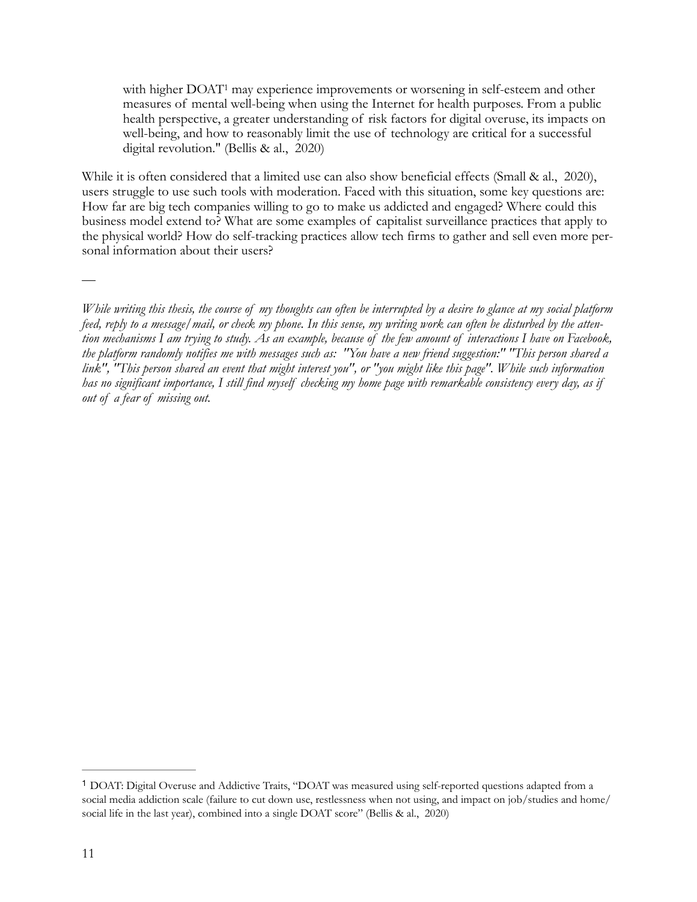> with higher DOAT[1] may experience improvements or worsening in self-esteem and other measures of mental well-being when using the Internet for health purposes. From a public health perspective, a greater understanding of risk factors for digital overuse, its impacts on well-being, and how to reasonably limit the use of technology are critical for a successful digital revolution." (Bellis & al., 2020)

While it is often considered that a limited use can also show beneficial effects (Small & al., 2020), users struggle to use such tools with moderation. Faced with this situation, some key questions are: How far are big tech companies willing to go to make us addicted and engaged? Where could this business model extend to? What are some examples of capitalist surveillance practices that apply to the physical world? How do self-tracking practices allow tech firms to gather and sell even more personal information about their users?

—

*While writing this thesis, the course of my thoughts can often be interrupted by a desire to glance at my social platform feed, reply to a message/mail, or check my phone. In this sense, my writing work can often be disturbed by the attention mechanisms I am trying to study. As an example, because of the few amount of interactions I have on Facebook, the platform randomly notifies me with messages such as: "You have a new friend suggestion:" "This person shared a link", "This person shared an event that might interest you", or "you might like this page". While such information has no significant importance, I still find myself checking my home page with remarkable consistency every day, as if out of a fear of missing out.*

---

[1] DOAT: Digital Overuse and Addictive Traits, "DOAT was measured using self-reported questions adapted from a social media addiction scale (failure to cut down use, restlessness when not using, and impact on job/studies and home/social life in the last year), combined into a single DOAT score" (Bellis & al., 2020)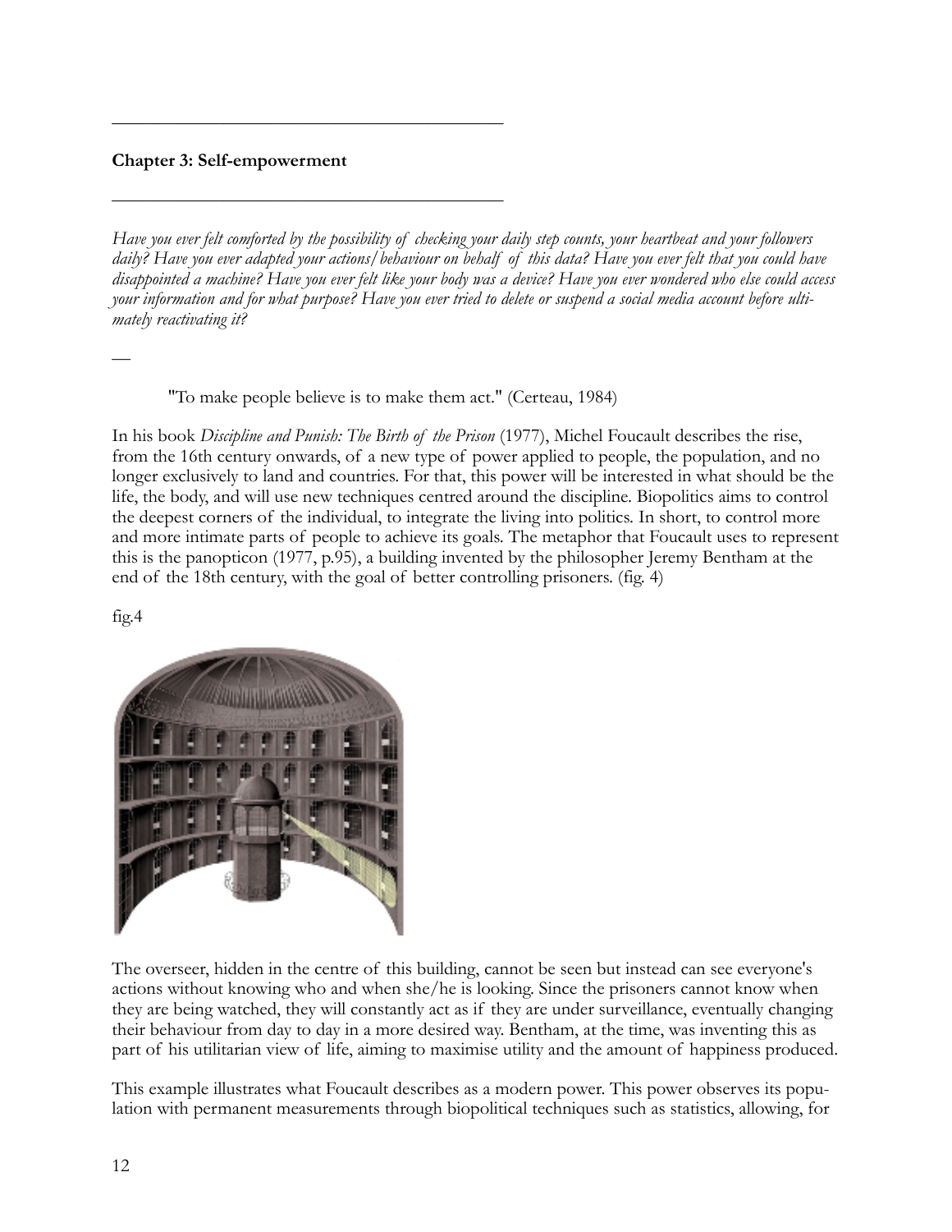---

**Chapter 3: Self-empowerment**

---

*Have you ever felt comforted by the possibility of checking your daily step counts, your heartbeat and your followers daily? Have you ever adapted your actions/behaviour on behalf of this data? Have you ever felt that you could have disappointed a machine? Have you ever felt like your body was a device? Have you ever wondered who else could access your information and for what purpose? Have you ever tried to delete or suspend a social media account before ultimately reactivating it?*

—

"To make people believe is to make them act." (Certeau, 1984)

In his book *Discipline and Punish: The Birth of the Prison* (1977), Michel Foucault describes the rise, from the 16th century onwards, of a new type of power applied to people, the population, and no longer exclusively to land and countries. For that, this power will be interested in what should be the life, the body, and will use new techniques centred around the discipline. Biopolitics aims to control the deepest corners of the individual, to integrate the living into politics. In short, to control more and more intimate parts of people to achieve its goals. The metaphor that Foucault uses to represent this is the panopticon (1977, p.95), a building invented by the philosopher Jeremy Bentham at the end of the 18th century, with the goal of better controlling prisoners. (fig. 4)

fig.4

The overseer, hidden in the centre of this building, cannot be seen but instead can see everyone's actions without knowing who and when she/he is looking. Since the prisoners cannot know when they are being watched, they will constantly act as if they are under surveillance, eventually changing their behaviour from day to day in a more desired way. Bentham, at the time, was inventing this as part of his utilitarian view of life, aiming to maximise utility and the amount of happiness produced.

This example illustrates what Foucault describes as a modern power. This power observes its population with permanent measurements through biopolitical techniques such as statistics, allowing, for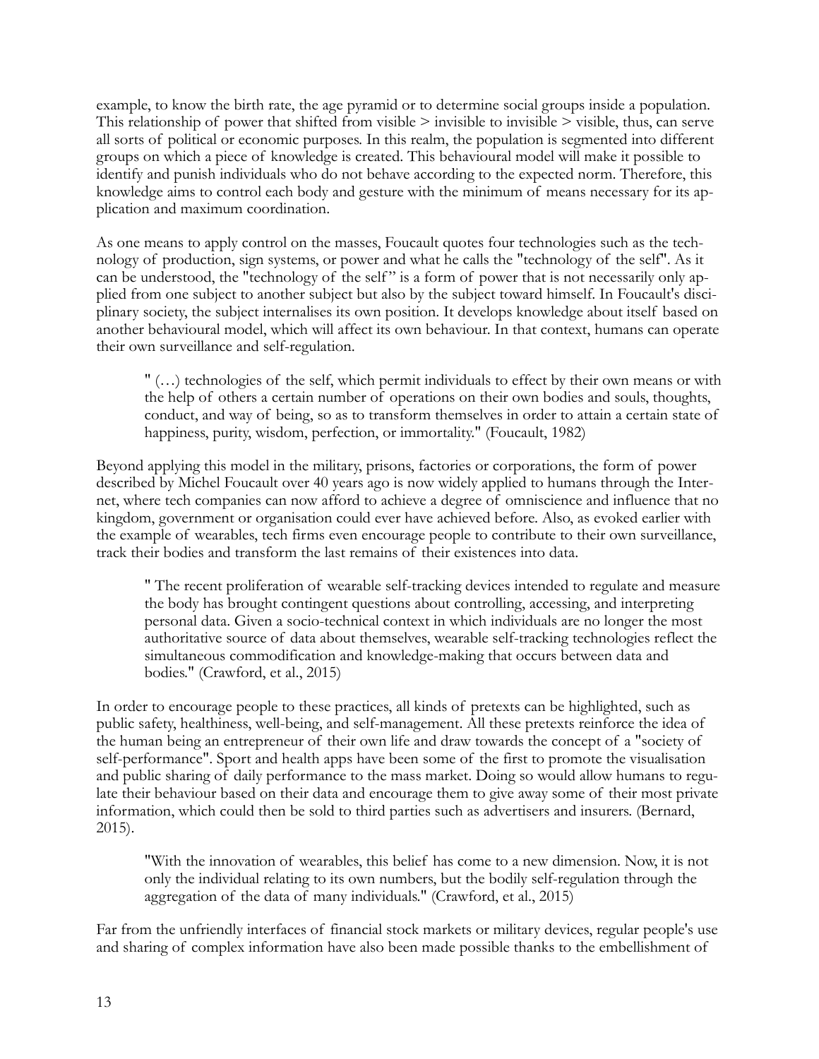example, to know the birth rate, the age pyramid or to determine social groups inside a population. This relationship of power that shifted from visible > invisible to invisible > visible, thus, can serve all sorts of political or economic purposes. In this realm, the population is segmented into different groups on which a piece of knowledge is created. This behavioural model will make it possible to identify and punish individuals who do not behave according to the expected norm. Therefore, this knowledge aims to control each body and gesture with the minimum of means necessary for its application and maximum coordination.

As one means to apply control on the masses, Foucault quotes four technologies such as the technology of production, sign systems, or power and what he calls the "technology of the self". As it can be understood, the "technology of the self" is a form of power that is not necessarily only applied from one subject to another subject but also by the subject toward himself. In Foucault's disciplinary society, the subject internalises its own position. It develops knowledge about itself based on another behavioural model, which will affect its own behaviour. In that context, humans can operate their own surveillance and self-regulation.

> " (…) technologies of the self, which permit individuals to effect by their own means or with the help of others a certain number of operations on their own bodies and souls, thoughts, conduct, and way of being, so as to transform themselves in order to attain a certain state of happiness, purity, wisdom, perfection, or immortality." (Foucault, 1982)

Beyond applying this model in the military, prisons, factories or corporations, the form of power described by Michel Foucault over 40 years ago is now widely applied to humans through the Internet, where tech companies can now afford to achieve a degree of omniscience and influence that no kingdom, government or organisation could ever have achieved before. Also, as evoked earlier with the example of wearables, tech firms even encourage people to contribute to their own surveillance, track their bodies and transform the last remains of their existences into data.

> " The recent proliferation of wearable self-tracking devices intended to regulate and measure the body has brought contingent questions about controlling, accessing, and interpreting personal data. Given a socio-technical context in which individuals are no longer the most authoritative source of data about themselves, wearable self-tracking technologies reflect the simultaneous commodification and knowledge-making that occurs between data and bodies." (Crawford, et al., 2015)

In order to encourage people to these practices, all kinds of pretexts can be highlighted, such as public safety, healthiness, well-being, and self-management. All these pretexts reinforce the idea of the human being an entrepreneur of their own life and draw towards the concept of a "society of self-performance". Sport and health apps have been some of the first to promote the visualisation and public sharing of daily performance to the mass market. Doing so would allow humans to regulate their behaviour based on their data and encourage them to give away some of their most private information, which could then be sold to third parties such as advertisers and insurers. (Bernard, 2015).

> "With the innovation of wearables, this belief has come to a new dimension. Now, it is not only the individual relating to its own numbers, but the bodily self-regulation through the aggregation of the data of many individuals." (Crawford, et al., 2015)

Far from the unfriendly interfaces of financial stock markets or military devices, regular people's use and sharing of complex information have also been made possible thanks to the embellishment of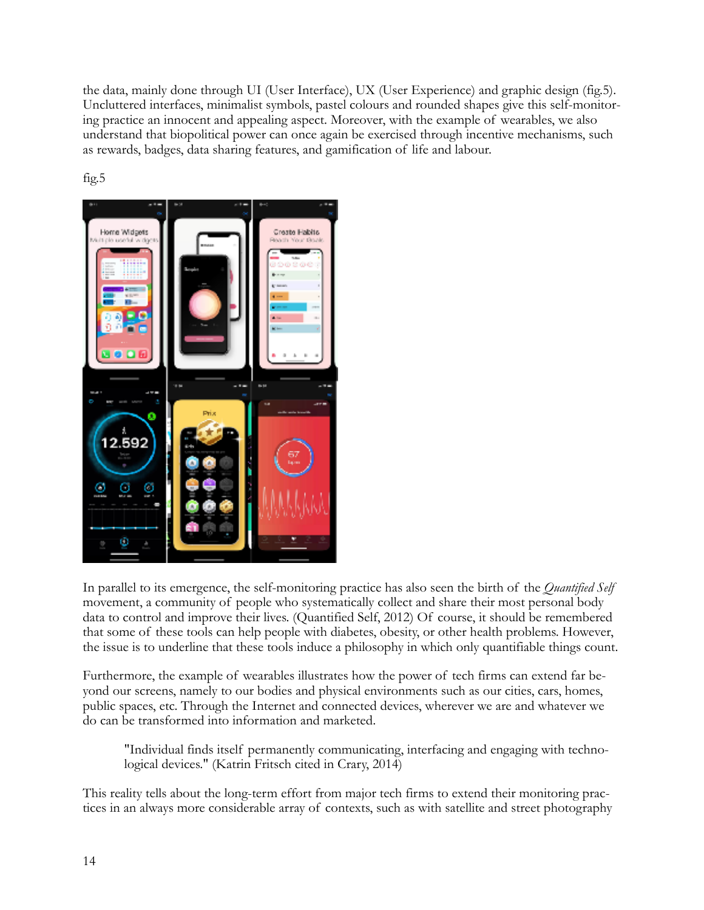the data, mainly done through UI (User Interface), UX (User Experience) and graphic design (fig.5). Uncluttered interfaces, minimalist symbols, pastel colours and rounded shapes give this self-monitoring practice an innocent and appealing aspect. Moreover, with the example of wearables, we also understand that biopolitical power can once again be exercised through incentive mechanisms, such as rewards, badges, data sharing features, and gamification of life and labour.

fig.5

In parallel to its emergence, the self-monitoring practice has also seen the birth of the *Quantified Self* movement, a community of people who systematically collect and share their most personal body data to control and improve their lives. (Quantified Self, 2012) Of course, it should be remembered that some of these tools can help people with diabetes, obesity, or other health problems. However, the issue is to underline that these tools induce a philosophy in which only quantifiable things count.

Furthermore, the example of wearables illustrates how the power of tech firms can extend far beyond our screens, namely to our bodies and physical environments such as our cities, cars, homes, public spaces, etc. Through the Internet and connected devices, wherever we are and whatever we do can be transformed into information and marketed.

> "Individual finds itself permanently communicating, interfacing and engaging with technological devices." (Katrin Fritsch cited in Crary, 2014)

This reality tells about the long-term effort from major tech firms to extend their monitoring practices in an always more considerable array of contexts, such as with satellite and street photography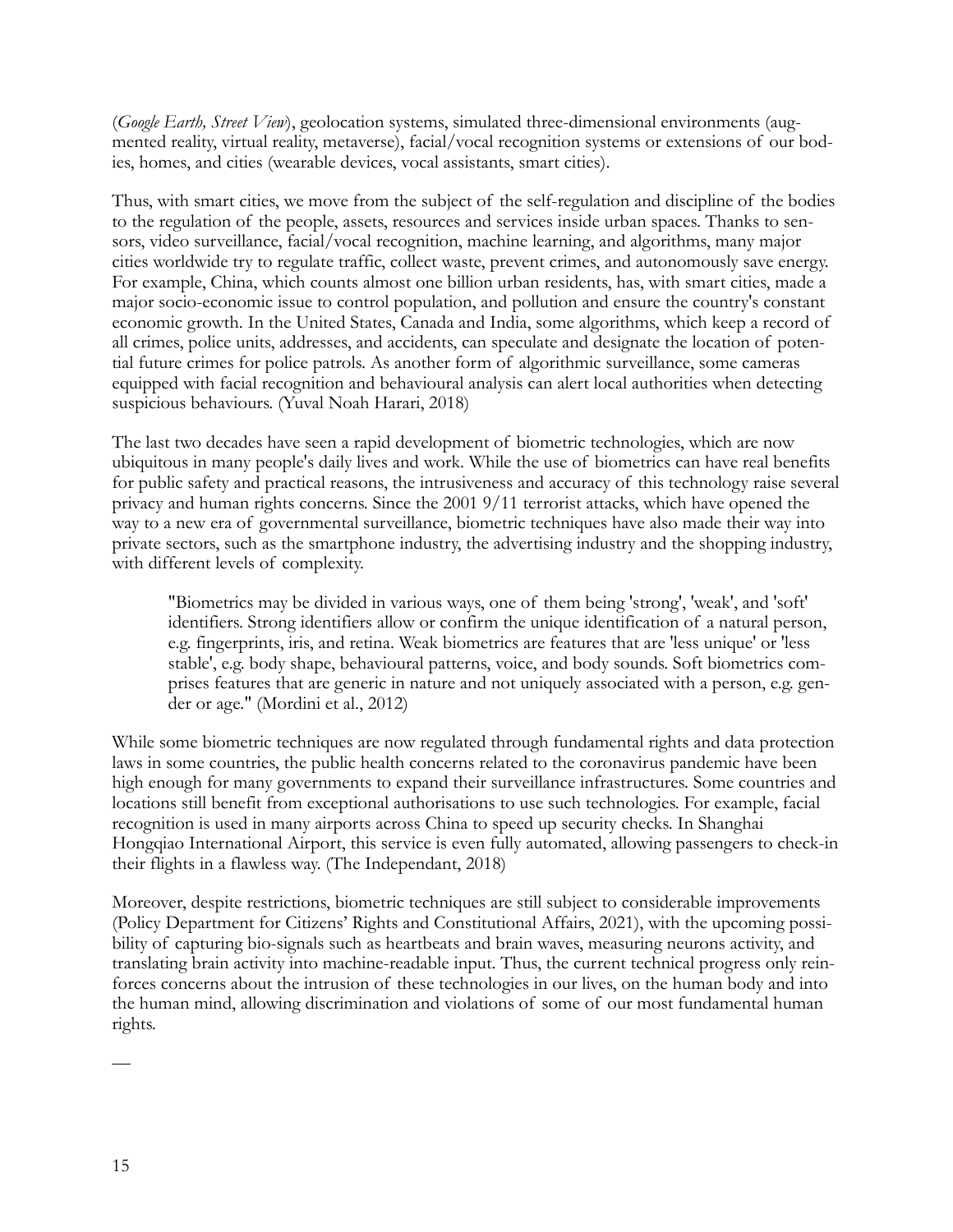(*Google Earth, Street View*), geolocation systems, simulated three-dimensional environments (augmented reality, virtual reality, metaverse), facial/vocal recognition systems or extensions of our bodies, homes, and cities (wearable devices, vocal assistants, smart cities).

Thus, with smart cities, we move from the subject of the self-regulation and discipline of the bodies to the regulation of the people, assets, resources and services inside urban spaces. Thanks to sensors, video surveillance, facial/vocal recognition, machine learning, and algorithms, many major cities worldwide try to regulate traffic, collect waste, prevent crimes, and autonomously save energy. For example, China, which counts almost one billion urban residents, has, with smart cities, made a major socio-economic issue to control population, and pollution and ensure the country's constant economic growth. In the United States, Canada and India, some algorithms, which keep a record of all crimes, police units, addresses, and accidents, can speculate and designate the location of potential future crimes for police patrols. As another form of algorithmic surveillance, some cameras equipped with facial recognition and behavioural analysis can alert local authorities when detecting suspicious behaviours. (Yuval Noah Harari, 2018)

The last two decades have seen a rapid development of biometric technologies, which are now ubiquitous in many people's daily lives and work. While the use of biometrics can have real benefits for public safety and practical reasons, the intrusiveness and accuracy of this technology raise several privacy and human rights concerns. Since the 2001 9/11 terrorist attacks, which have opened the way to a new era of governmental surveillance, biometric techniques have also made their way into private sectors, such as the smartphone industry, the advertising industry and the shopping industry, with different levels of complexity.

> "Biometrics may be divided in various ways, one of them being 'strong', 'weak', and 'soft' identifiers. Strong identifiers allow or confirm the unique identification of a natural person, e.g. fingerprints, iris, and retina. Weak biometrics are features that are 'less unique' or 'less stable', e.g. body shape, behavioural patterns, voice, and body sounds. Soft biometrics comprises features that are generic in nature and not uniquely associated with a person, e.g. gender or age." (Mordini et al., 2012)

While some biometric techniques are now regulated through fundamental rights and data protection laws in some countries, the public health concerns related to the coronavirus pandemic have been high enough for many governments to expand their surveillance infrastructures. Some countries and locations still benefit from exceptional authorisations to use such technologies. For example, facial recognition is used in many airports across China to speed up security checks. In Shanghai Hongqiao International Airport, this service is even fully automated, allowing passengers to check-in their flights in a flawless way. (The Independant, 2018)

Moreover, despite restrictions, biometric techniques are still subject to considerable improvements (Policy Department for Citizens' Rights and Constitutional Affairs, 2021), with the upcoming possibility of capturing bio-signals such as heartbeats and brain waves, measuring neurons activity, and translating brain activity into machine-readable input. Thus, the current technical progress only reinforces concerns about the intrusion of these technologies in our lives, on the human body and into the human mind, allowing discrimination and violations of some of our most fundamental human rights.

—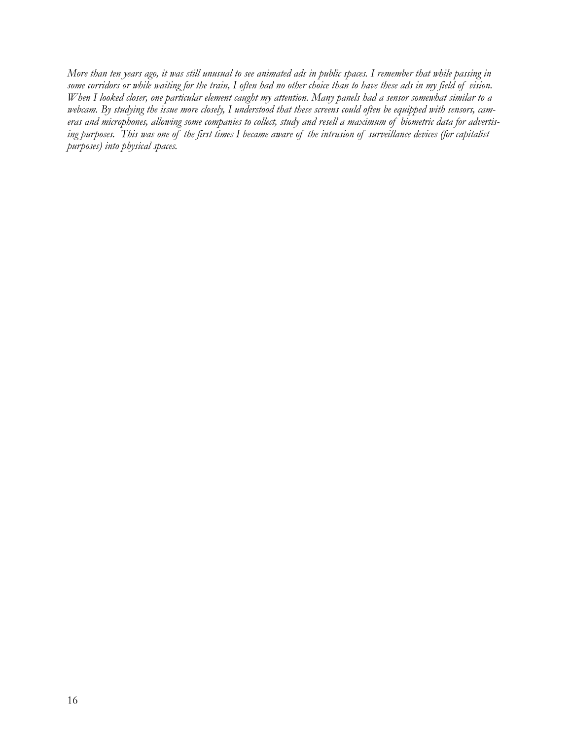*More than ten years ago, it was still unusual to see animated ads in public spaces. I remember that while passing in some corridors or while waiting for the train, I often had no other choice than to have these ads in my field of vision. When I looked closer, one particular element caught my attention. Many panels had a sensor somewhat similar to a webcam. By studying the issue more closely, I understood that these screens could often be equipped with sensors, cameras and microphones, allowing some companies to collect, study and resell a maximum of biometric data for advertising purposes. This was one of the first times I became aware of the intrusion of surveillance devices (for capitalist purposes) into physical spaces.*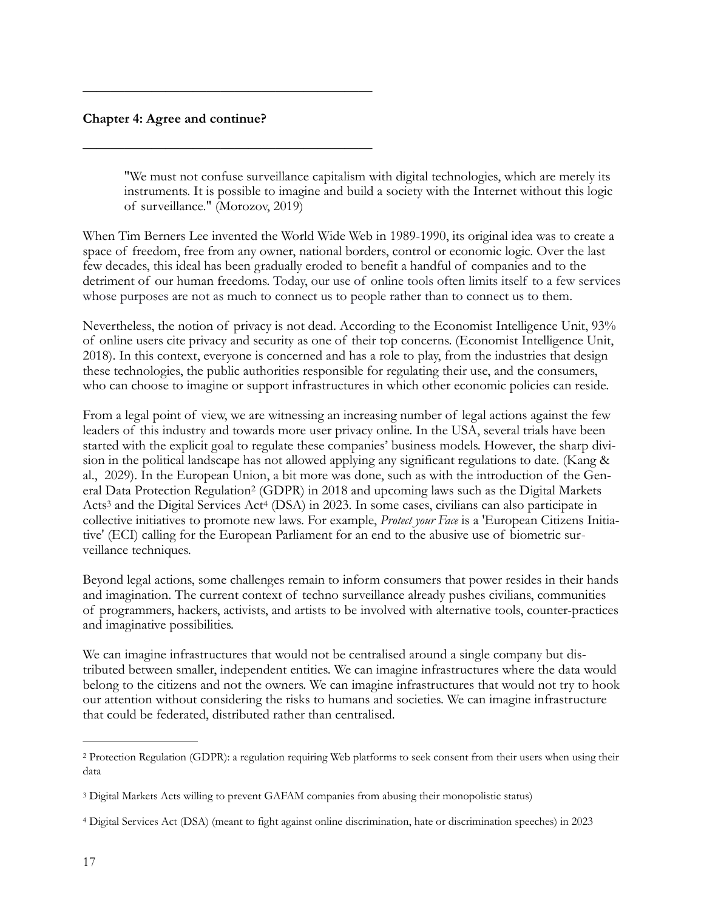## Chapter 4: Agree and continue?

> "We must not confuse surveillance capitalism with digital technologies, which are merely its instruments. It is possible to imagine and build a society with the Internet without this logic of surveillance." (Morozov, 2019)

When Tim Berners Lee invented the World Wide Web in 1989-1990, its original idea was to create a space of freedom, free from any owner, national borders, control or economic logic. Over the last few decades, this ideal has been gradually eroded to benefit a handful of companies and to the detriment of our human freedoms. Today, our use of online tools often limits itself to a few services whose purposes are not as much to connect us to people rather than to connect us to them.

Nevertheless, the notion of privacy is not dead. According to the Economist Intelligence Unit, 93% of online users cite privacy and security as one of their top concerns. (Economist Intelligence Unit, 2018). In this context, everyone is concerned and has a role to play, from the industries that design these technologies, the public authorities responsible for regulating their use, and the consumers, who can choose to imagine or support infrastructures in which other economic policies can reside.

From a legal point of view, we are witnessing an increasing number of legal actions against the few leaders of this industry and towards more user privacy online. In the USA, several trials have been started with the explicit goal to regulate these companies' business models. However, the sharp division in the political landscape has not allowed applying any significant regulations to date. (Kang & al., 2029). In the European Union, a bit more was done, such as with the introduction of the General Data Protection Regulation[2] (GDPR) in 2018 and upcoming laws such as the Digital Markets Acts[3] and the Digital Services Act[4] (DSA) in 2023. In some cases, civilians can also participate in collective initiatives to promote new laws. For example, *Protect your Face* is a 'European Citizens Initiative' (ECI) calling for the European Parliament for an end to the abusive use of biometric surveillance techniques.

Beyond legal actions, some challenges remain to inform consumers that power resides in their hands and imagination. The current context of techno surveillance already pushes civilians, communities of programmers, hackers, activists, and artists to be involved with alternative tools, counter-practices and imaginative possibilities.

We can imagine infrastructures that would not be centralised around a single company but distributed between smaller, independent entities. We can imagine infrastructures where the data would belong to the citizens and not the owners. We can imagine infrastructures that would not try to hook our attention without considering the risks to humans and societies. We can imagine infrastructure that could be federated, distributed rather than centralised.

---

[2] Protection Regulation (GDPR): a regulation requiring Web platforms to seek consent from their users when using their data

[3] Digital Markets Acts willing to prevent GAFAM companies from abusing their monopolistic status)

[4] Digital Services Act (DSA) (meant to fight against online discrimination, hate or discrimination speeches) in 2023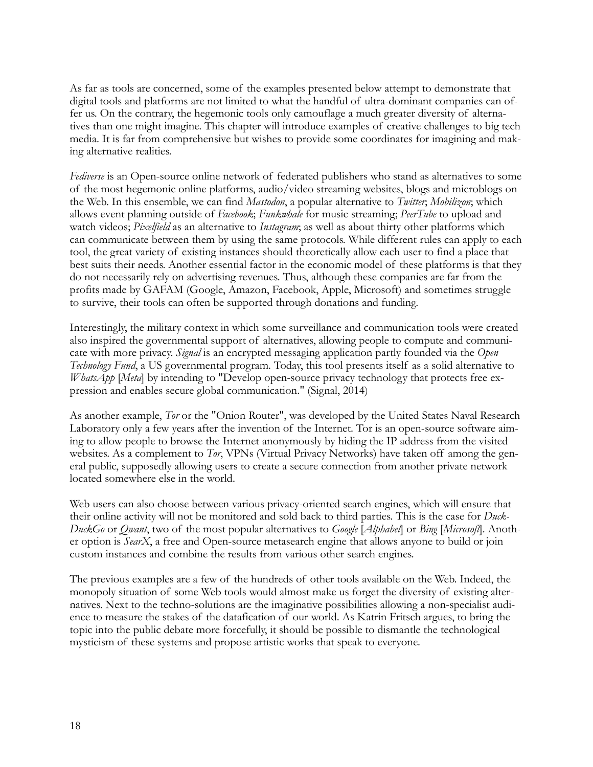As far as tools are concerned, some of the examples presented below attempt to demonstrate that digital tools and platforms are not limited to what the handful of ultra-dominant companies can offer us. On the contrary, the hegemonic tools only camouflage a much greater diversity of alternatives than one might imagine. This chapter will introduce examples of creative challenges to big tech media. It is far from comprehensive but wishes to provide some coordinates for imagining and making alternative realities.

*Fediverse* is an Open-source online network of federated publishers who stand as alternatives to some of the most hegemonic online platforms, audio/video streaming websites, blogs and microblogs on the Web. In this ensemble, we can find *Mastodon*, a popular alternative to *Twitter*; *Mobilizon*; which allows event planning outside of *Facebook*; *Funkwhale* for music streaming; *PeerTube* to upload and watch videos; *Pixelfield* as an alternative to *Instagram*; as well as about thirty other platforms which can communicate between them by using the same protocols. While different rules can apply to each tool, the great variety of existing instances should theoretically allow each user to find a place that best suits their needs. Another essential factor in the economic model of these platforms is that they do not necessarily rely on advertising revenues. Thus, although these companies are far from the profits made by GAFAM (Google, Amazon, Facebook, Apple, Microsoft) and sometimes struggle to survive, their tools can often be supported through donations and funding.

Interestingly, the military context in which some surveillance and communication tools were created also inspired the governmental support of alternatives, allowing people to compute and communicate with more privacy. *Signal* is an encrypted messaging application partly founded via the *Open Technology Fund*, a US governmental program. Today, this tool presents itself as a solid alternative to *WhatsApp* [*Meta*] by intending to "Develop open-source privacy technology that protects free expression and enables secure global communication." (Signal, 2014)

As another example, *Tor* or the "Onion Router", was developed by the United States Naval Research Laboratory only a few years after the invention of the Internet. Tor is an open-source software aiming to allow people to browse the Internet anonymously by hiding the IP address from the visited websites. As a complement to *Tor*, VPNs (Virtual Privacy Networks) have taken off among the general public, supposedly allowing users to create a secure connection from another private network located somewhere else in the world.

Web users can also choose between various privacy-oriented search engines, which will ensure that their online activity will not be monitored and sold back to third parties. This is the case for *DuckDuckGo* or *Qwant*, two of the most popular alternatives to *Google* [*Alphabet*] or *Bing* [*Microsoft*]. Another option is *SearX*, a free and Open-source metasearch engine that allows anyone to build or join custom instances and combine the results from various other search engines.

The previous examples are a few of the hundreds of other tools available on the Web. Indeed, the monopoly situation of some Web tools would almost make us forget the diversity of existing alternatives. Next to the techno-solutions are the imaginative possibilities allowing a non-specialist audience to measure the stakes of the datafication of our world. As Katrin Fritsch argues, to bring the topic into the public debate more forcefully, it should be possible to dismantle the technological mysticism of these systems and propose artistic works that speak to everyone.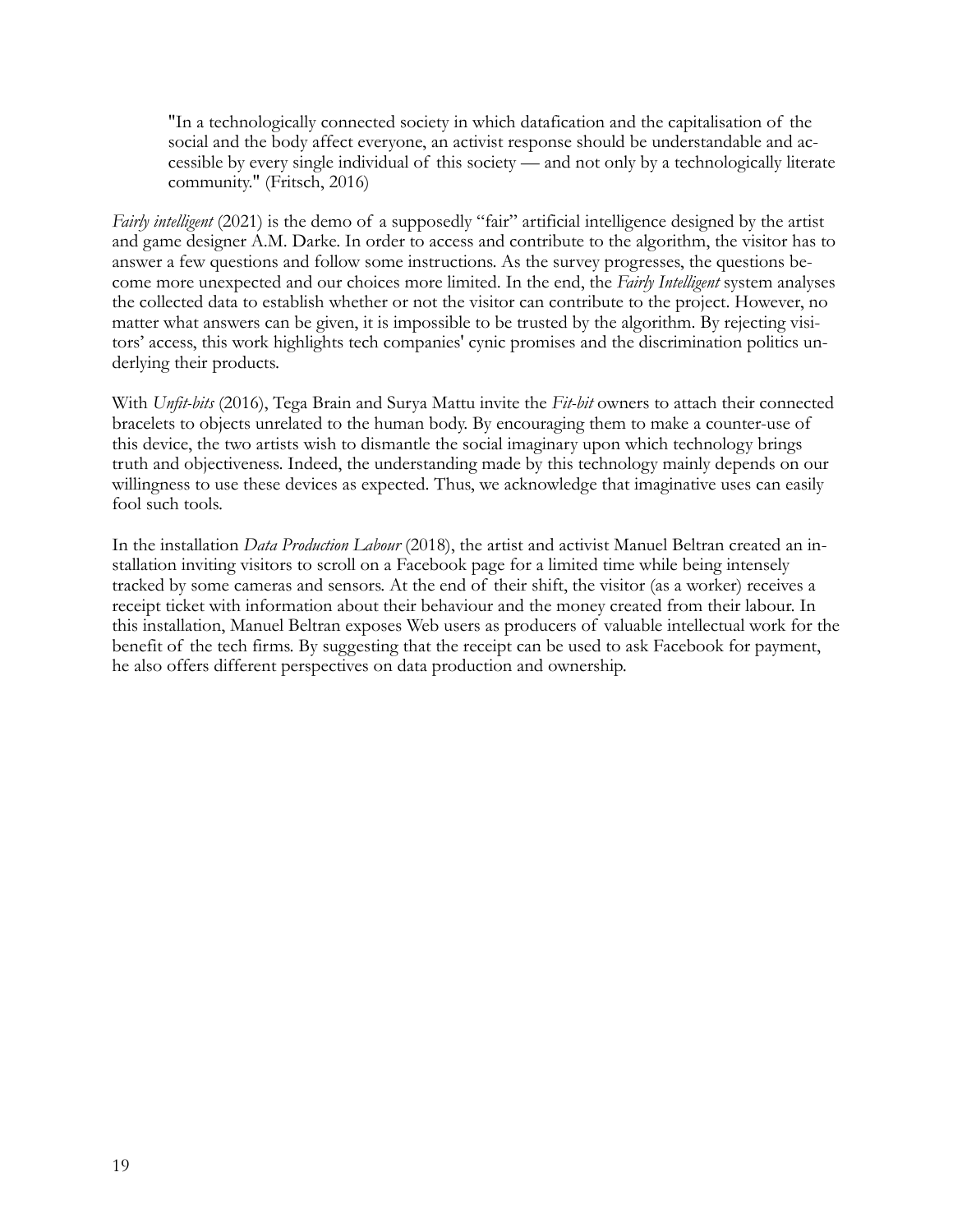> "In a technologically connected society in which datafication and the capitalisation of the social and the body affect everyone, an activist response should be understandable and accessible by every single individual of this society — and not only by a technologically literate community." (Fritsch, 2016)

*Fairly intelligent* (2021) is the demo of a supposedly "fair" artificial intelligence designed by the artist and game designer A.M. Darke. In order to access and contribute to the algorithm, the visitor has to answer a few questions and follow some instructions. As the survey progresses, the questions become more unexpected and our choices more limited. In the end, the *Fairly Intelligent* system analyses the collected data to establish whether or not the visitor can contribute to the project. However, no matter what answers can be given, it is impossible to be trusted by the algorithm. By rejecting visitors' access, this work highlights tech companies' cynic promises and the discrimination politics underlying their products.

With *Unfit-bits* (2016), Tega Brain and Surya Mattu invite the *Fit-bit* owners to attach their connected bracelets to objects unrelated to the human body. By encouraging them to make a counter-use of this device, the two artists wish to dismantle the social imaginary upon which technology brings truth and objectiveness. Indeed, the understanding made by this technology mainly depends on our willingness to use these devices as expected. Thus, we acknowledge that imaginative uses can easily fool such tools.

In the installation *Data Production Labour* (2018), the artist and activist Manuel Beltran created an installation inviting visitors to scroll on a Facebook page for a limited time while being intensely tracked by some cameras and sensors. At the end of their shift, the visitor (as a worker) receives a receipt ticket with information about their behaviour and the money created from their labour. In this installation, Manuel Beltran exposes Web users as producers of valuable intellectual work for the benefit of the tech firms. By suggesting that the receipt can be used to ask Facebook for payment, he also offers different perspectives on data production and ownership.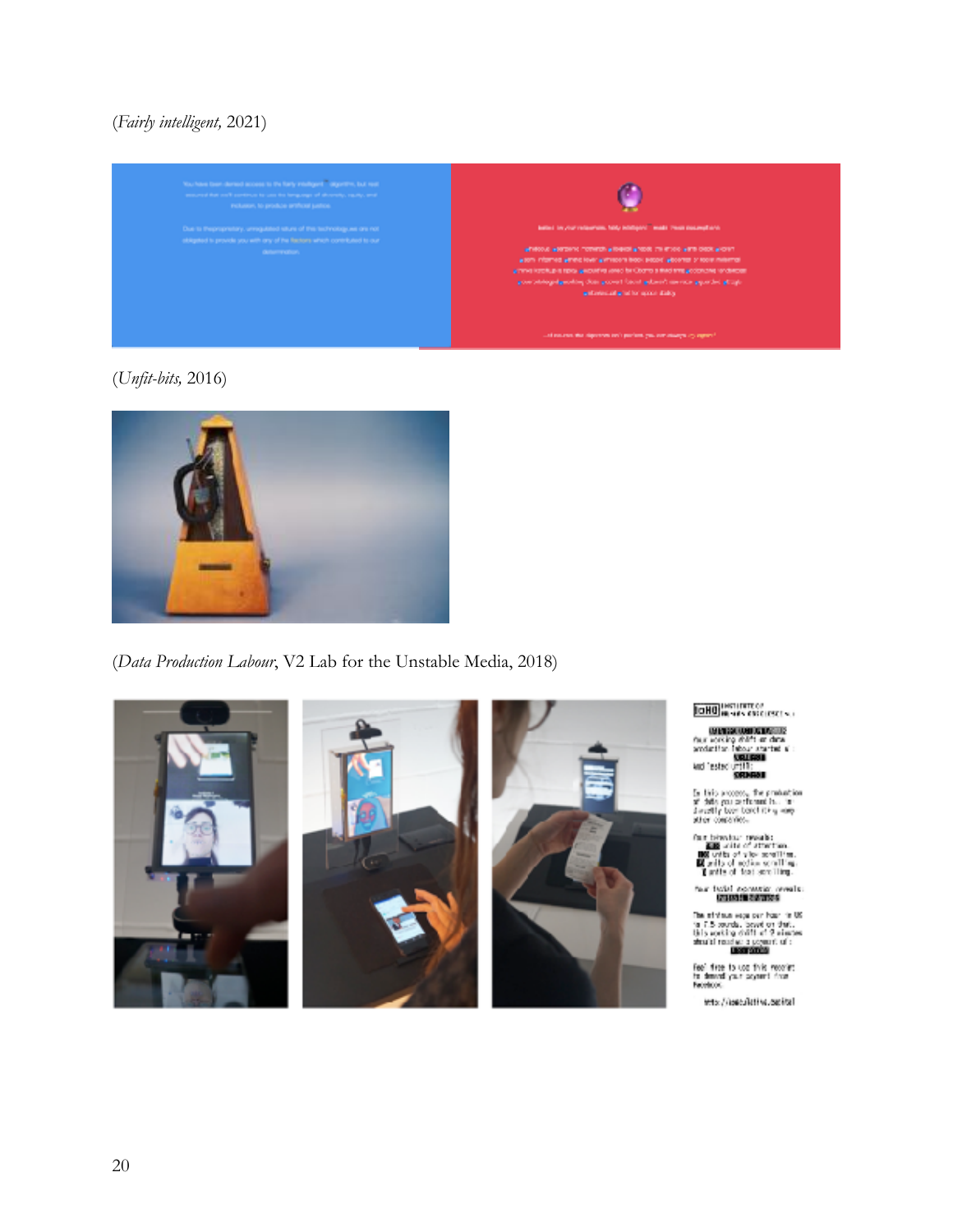(*Fairly intelligent,* 2021)

(*Unfit-bits,* 2016)

(*Data Production Labour*, V2 Lab for the Unstable Media, 2018)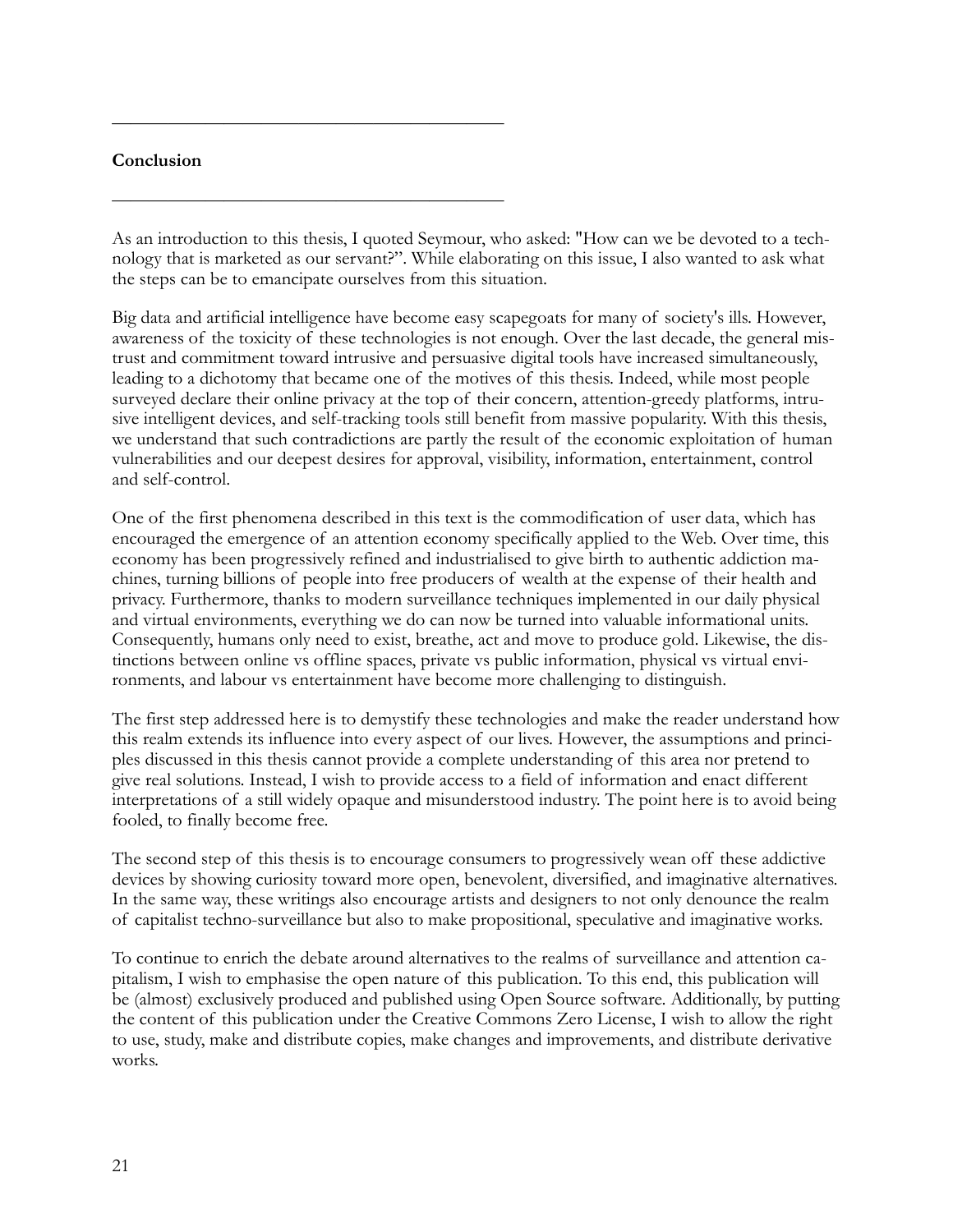## Conclusion

As an introduction to this thesis, I quoted Seymour, who asked: "How can we be devoted to a technology that is marketed as our servant?". While elaborating on this issue, I also wanted to ask what the steps can be to emancipate ourselves from this situation.

Big data and artificial intelligence have become easy scapegoats for many of society's ills. However, awareness of the toxicity of these technologies is not enough. Over the last decade, the general mistrust and commitment toward intrusive and persuasive digital tools have increased simultaneously, leading to a dichotomy that became one of the motives of this thesis. Indeed, while most people surveyed declare their online privacy at the top of their concern, attention-greedy platforms, intrusive intelligent devices, and self-tracking tools still benefit from massive popularity. With this thesis, we understand that such contradictions are partly the result of the economic exploitation of human vulnerabilities and our deepest desires for approval, visibility, information, entertainment, control and self-control.

One of the first phenomena described in this text is the commodification of user data, which has encouraged the emergence of an attention economy specifically applied to the Web. Over time, this economy has been progressively refined and industrialised to give birth to authentic addiction machines, turning billions of people into free producers of wealth at the expense of their health and privacy. Furthermore, thanks to modern surveillance techniques implemented in our daily physical and virtual environments, everything we do can now be turned into valuable informational units. Consequently, humans only need to exist, breathe, act and move to produce gold. Likewise, the distinctions between online vs offline spaces, private vs public information, physical vs virtual environments, and labour vs entertainment have become more challenging to distinguish.

The first step addressed here is to demystify these technologies and make the reader understand how this realm extends its influence into every aspect of our lives. However, the assumptions and principles discussed in this thesis cannot provide a complete understanding of this area nor pretend to give real solutions. Instead, I wish to provide access to a field of information and enact different interpretations of a still widely opaque and misunderstood industry. The point here is to avoid being fooled, to finally become free.

The second step of this thesis is to encourage consumers to progressively wean off these addictive devices by showing curiosity toward more open, benevolent, diversified, and imaginative alternatives. In the same way, these writings also encourage artists and designers to not only denounce the realm of capitalist techno-surveillance but also to make propositional, speculative and imaginative works.

To continue to enrich the debate around alternatives to the realms of surveillance and attention capitalism, I wish to emphasise the open nature of this publication. To this end, this publication will be (almost) exclusively produced and published using Open Source software. Additionally, by putting the content of this publication under the Creative Commons Zero License, I wish to allow the right to use, study, make and distribute copies, make changes and improvements, and distribute derivative works.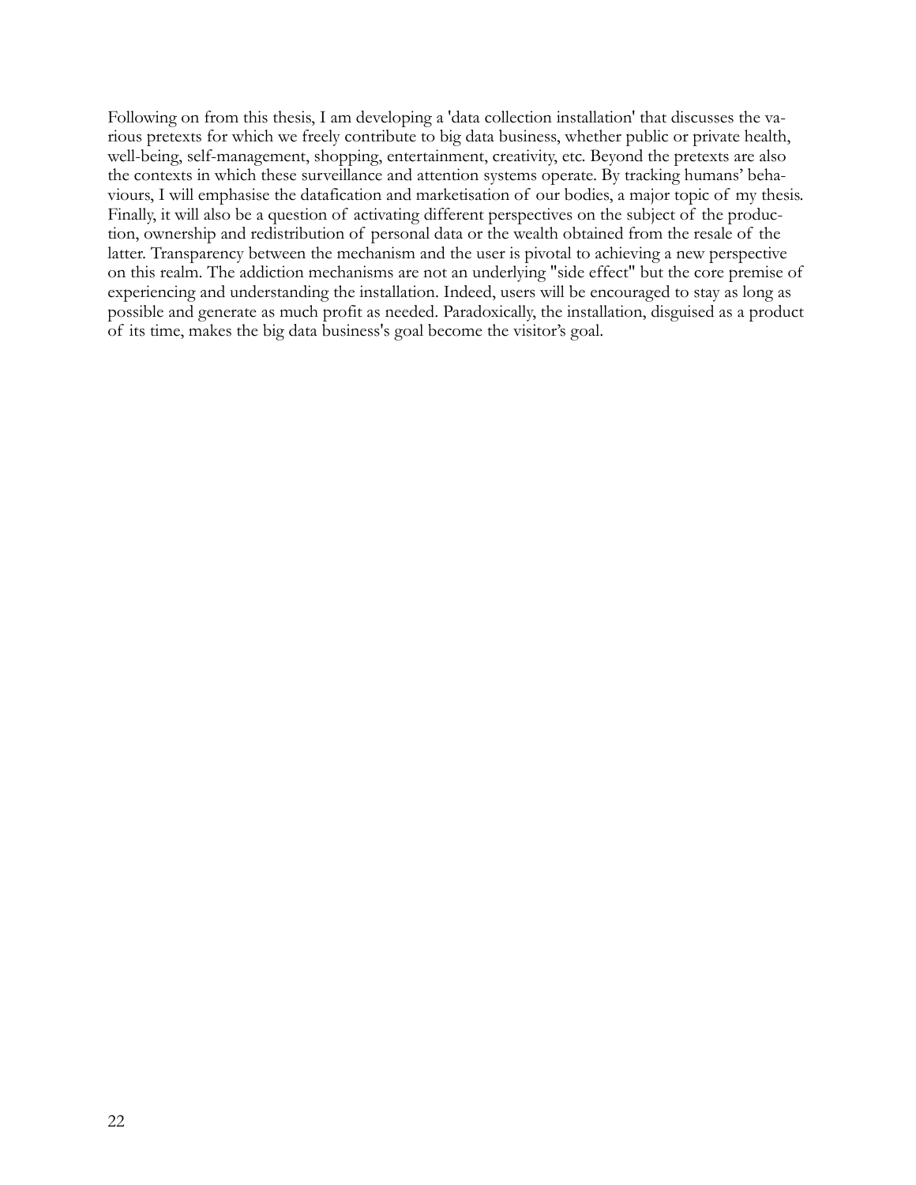Following on from this thesis, I am developing a 'data collection installation' that discusses the various pretexts for which we freely contribute to big data business, whether public or private health, well-being, self-management, shopping, entertainment, creativity, etc. Beyond the pretexts are also the contexts in which these surveillance and attention systems operate. By tracking humans' behaviours, I will emphasise the datafication and marketisation of our bodies, a major topic of my thesis. Finally, it will also be a question of activating different perspectives on the subject of the production, ownership and redistribution of personal data or the wealth obtained from the resale of the latter. Transparency between the mechanism and the user is pivotal to achieving a new perspective on this realm. The addiction mechanisms are not an underlying "side effect" but the core premise of experiencing and understanding the installation. Indeed, users will be encouraged to stay as long as possible and generate as much profit as needed. Paradoxically, the installation, disguised as a product of its time, makes the big data business's goal become the visitor's goal.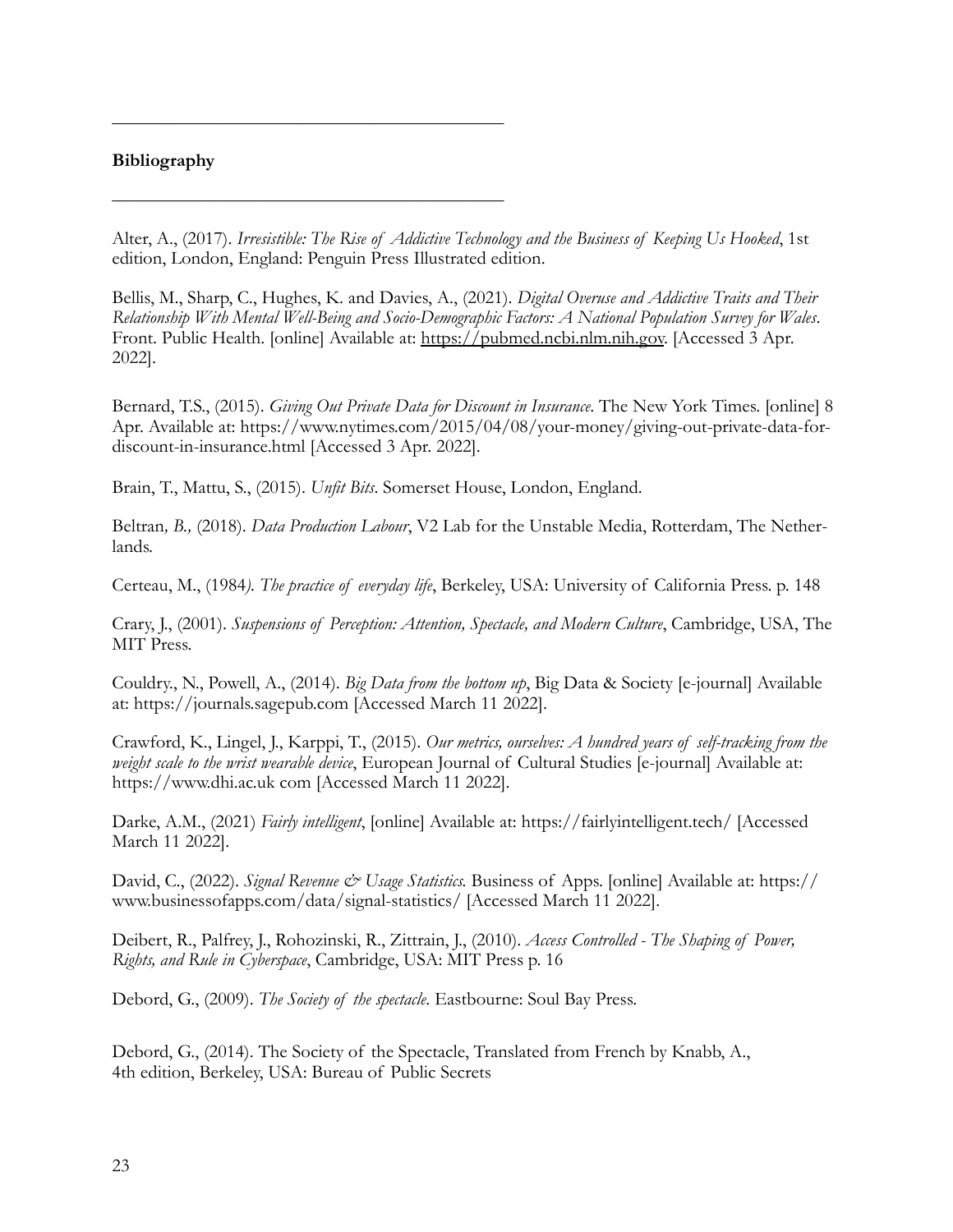## Bibliography

Alter, A., (2017). *Irresistible: The Rise of Addictive Technology and the Business of Keeping Us Hooked*, 1st edition, London, England: Penguin Press Illustrated edition.

Bellis, M., Sharp, C., Hughes, K. and Davies, A., (2021). *Digital Overuse and Addictive Traits and Their Relationship With Mental Well-Being and Socio-Demographic Factors: A National Population Survey for Wales*. Front. Public Health. [online] Available at: https://pubmed.ncbi.nlm.nih.gov. [Accessed 3 Apr. 2022].

Bernard, T.S., (2015). *Giving Out Private Data for Discount in Insurance*. The New York Times. [online] 8 Apr. Available at: https://www.nytimes.com/2015/04/08/your-money/giving-out-private-data-for-discount-in-insurance.html [Accessed 3 Apr. 2022].

Brain, T., Mattu, S., (2015). *Unfit Bits*. Somerset House, London, England.

Beltran*, B.,* (2018). *Data Production Labour*, V2 Lab for the Unstable Media, Rotterdam, The Netherlands.

Certeau, M., (1984*). The practice of everyday life*, Berkeley, USA: University of California Press. p. 148

Crary, J., (2001). *Suspensions of Perception: Attention, Spectacle, and Modern Culture*, Cambridge, USA, The MIT Press.

Couldry., N., Powell, A., (2014). *Big Data from the bottom up*, Big Data & Society [e-journal] Available at: https://journals.sagepub.com [Accessed March 11 2022].

Crawford, K., Lingel, J., Karppi, T., (2015). *Our metrics, ourselves: A hundred years of self-tracking from the weight scale to the wrist wearable device*, European Journal of Cultural Studies [e-journal] Available at: https://www.dhi.ac.uk com [Accessed March 11 2022].

Darke, A.M., (2021) *Fairly intelligent*, [online] Available at: https://fairlyintelligent.tech/ [Accessed March 11 2022].

David, C., (2022). *Signal Revenue & Usage Statistics.* Business of Apps. [online] Available at: https://www.businessofapps.com/data/signal-statistics/ [Accessed March 11 2022].

Deibert, R., Palfrey, J., Rohozinski, R., Zittrain, J., (2010). *Access Controlled - The Shaping of Power, Rights, and Rule in Cyberspace*, Cambridge, USA: MIT Press p. 16

Debord, G., (2009). *The Society of the spectacle*. Eastbourne: Soul Bay Press.

Debord, G., (2014). The Society of the Spectacle, Translated from French by Knabb, A., 4th edition, Berkeley, USA: Bureau of Public Secrets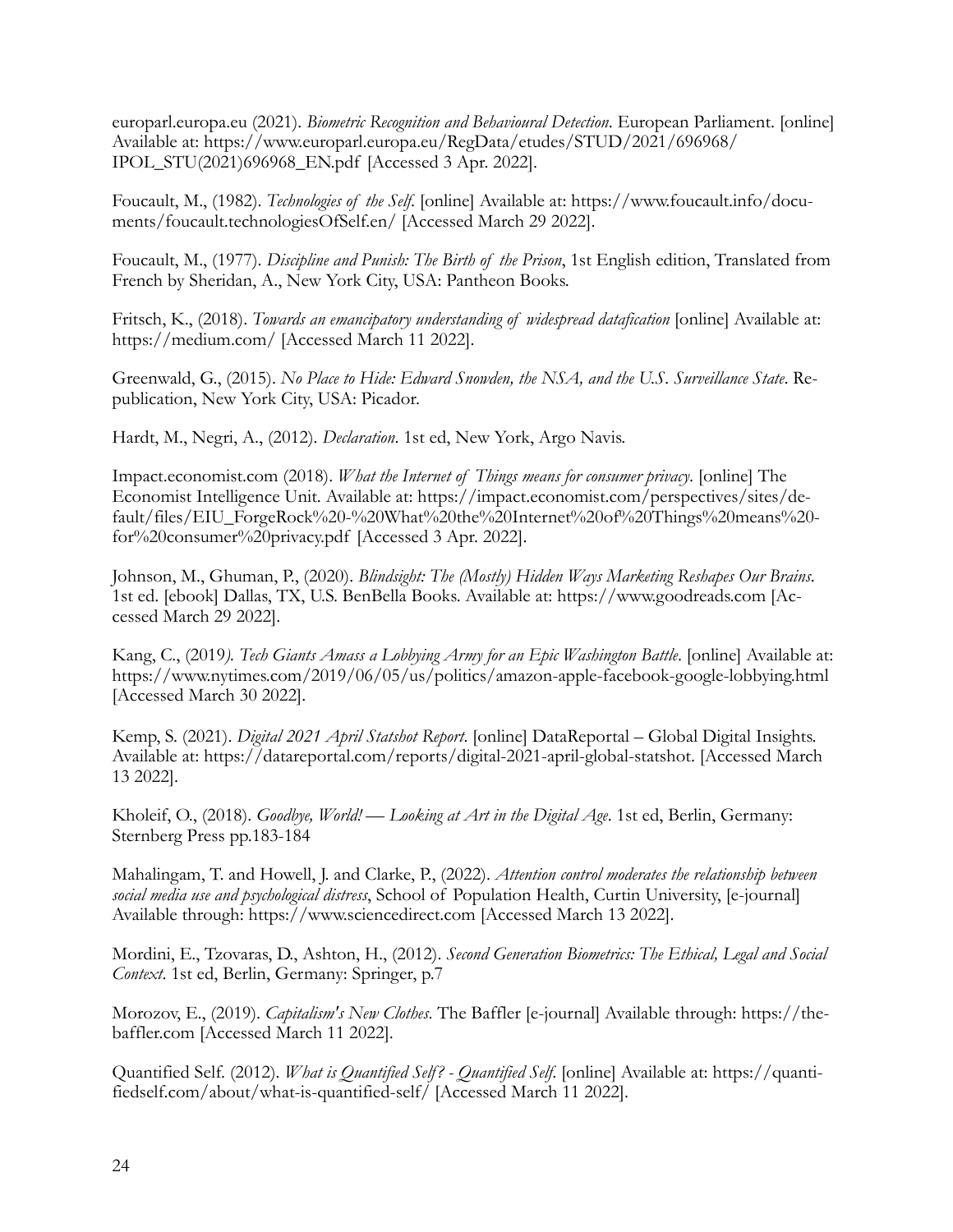europarl.europa.eu (2021). *Biometric Recognition and Behavioural Detection*. European Parliament. [online] Available at: https://www.europarl.europa.eu/RegData/etudes/STUD/2021/696968/IPOL_STU(2021)696968_EN.pdf [Accessed 3 Apr. 2022].

Foucault, M., (1982). *Technologies of the Self*. [online] Available at: https://www.foucault.info/documents/foucault.technologiesOfSelf.en/ [Accessed March 29 2022].

Foucault, M., (1977). *Discipline and Punish: The Birth of the Prison*, 1st English edition, Translated from French by Sheridan, A., New York City, USA: Pantheon Books.

Fritsch, K., (2018). *Towards an emancipatory understanding of widespread datafication* [online] Available at: https://medium.com/ [Accessed March 11 2022].

Greenwald, G., (2015). *No Place to Hide: Edward Snowden, the NSA, and the U.S. Surveillance State*. Republication, New York City, USA: Picador.

Hardt, M., Negri, A., (2012). *Declaration*. 1st ed, New York, Argo Navis.

Impact.economist.com (2018). *What the Internet of Things means for consumer privacy*. [online] The Economist Intelligence Unit. Available at: https://impact.economist.com/perspectives/sites/default/files/EIU_ForgeRock%20-%20What%20the%20Internet%20of%20Things%20means%20for%20consumer%20privacy.pdf [Accessed 3 Apr. 2022].

Johnson, M., Ghuman, P., (2020). *Blindsight: The (Mostly) Hidden Ways Marketing Reshapes Our Brains*. 1st ed. [ebook] Dallas, TX, U.S. BenBella Books. Available at: https://www.goodreads.com [Accessed March 29 2022].

Kang, C., (2019*). Tech Giants Amass a Lobbying Army for an Epic Washington Battle*. [online] Available at: https://www.nytimes.com/2019/06/05/us/politics/amazon-apple-facebook-google-lobbying.html [Accessed March 30 2022].

Kemp, S. (2021). *Digital 2021 April Statshot Report*. [online] DataReportal – Global Digital Insights. Available at: https://datareportal.com/reports/digital-2021-april-global-statshot. [Accessed March 13 2022].

Kholeif, O., (2018). *Goodbye, World! — Looking at Art in the Digital Age*. 1st ed, Berlin, Germany: Sternberg Press pp.183-184

Mahalingam, T. and Howell, J. and Clarke, P., (2022). *Attention control moderates the relationship between social media use and psychological distress*, School of Population Health, Curtin University, [e-journal] Available through: https://www.sciencedirect.com [Accessed March 13 2022].

Mordini, E., Tzovaras, D., Ashton, H., (2012). *Second Generation Biometrics: The Ethical, Legal and Social Context*. 1st ed, Berlin, Germany: Springer, p.7

Morozov, E., (2019). *Capitalism's New Clothes*. The Baffler [e-journal] Available through: https://thebaffler.com [Accessed March 11 2022].

Quantified Self. (2012). *What is Quantified Self? - Quantified Self*. [online] Available at: https://quantifiedself.com/about/what-is-quantified-self/ [Accessed March 11 2022].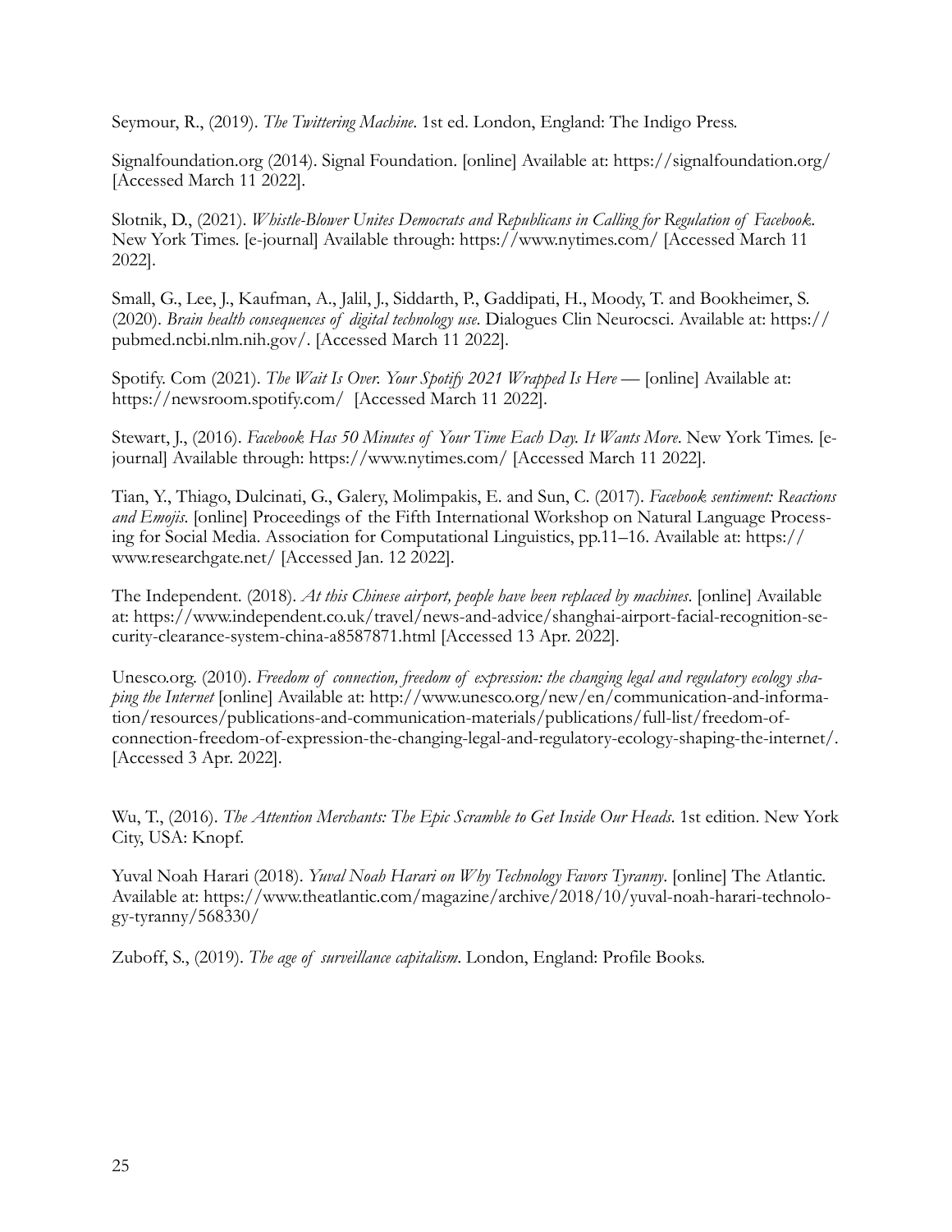Seymour, R., (2019). *The Twittering Machine*. 1st ed. London, England: The Indigo Press.

Signalfoundation.org (2014). Signal Foundation. [online] Available at: https://signalfoundation.org/ [Accessed March 11 2022].

Slotnik, D., (2021). *Whistle-Blower Unites Democrats and Republicans in Calling for Regulation of Facebook*. New York Times. [e-journal] Available through: https://www.nytimes.com/ [Accessed March 11 2022].

Small, G., Lee, J., Kaufman, A., Jalil, J., Siddarth, P., Gaddipati, H., Moody, T. and Bookheimer, S. (2020). *Brain health consequences of digital technology use*. Dialogues Clin Neurocsci. Available at: https://pubmed.ncbi.nlm.nih.gov/. [Accessed March 11 2022].

Spotify. Com (2021). *The Wait Is Over. Your Spotify 2021 Wrapped Is Here* — [online] Available at: https://newsroom.spotify.com/ [Accessed March 11 2022].

Stewart, J., (2016). *Facebook Has 50 Minutes of Your Time Each Day. It Wants More*. New York Times. [e-journal] Available through: https://www.nytimes.com/ [Accessed March 11 2022].

Tian, Y., Thiago, Dulcinati, G., Galery, Molimpakis, E. and Sun, C. (2017). *Facebook sentiment: Reactions and Emojis*. [online] Proceedings of the Fifth International Workshop on Natural Language Processing for Social Media. Association for Computational Linguistics, pp.11–16. Available at: https://www.researchgate.net/ [Accessed Jan. 12 2022].

The Independent. (2018). *At this Chinese airport, people have been replaced by machines*. [online] Available at: https://www.independent.co.uk/travel/news-and-advice/shanghai-airport-facial-recognition-security-clearance-system-china-a8587871.html [Accessed 13 Apr. 2022].

Unesco.org. (2010). *Freedom of connection, freedom of expression: the changing legal and regulatory ecology shaping the Internet* [online] Available at: http://www.unesco.org/new/en/communication-and-information/resources/publications-and-communication-materials/publications/full-list/freedom-of-connection-freedom-of-expression-the-changing-legal-and-regulatory-ecology-shaping-the-internet/. [Accessed 3 Apr. 2022].

Wu, T., (2016). *The Attention Merchants: The Epic Scramble to Get Inside Our Heads*. 1st edition. New York City, USA: Knopf.

Yuval Noah Harari (2018). *Yuval Noah Harari on Why Technology Favors Tyranny*. [online] The Atlantic. Available at: https://www.theatlantic.com/magazine/archive/2018/10/yuval-noah-harari-technology-tyranny/568330/

Zuboff, S., (2019). *The age of surveillance capitalism*. London, England: Profile Books.